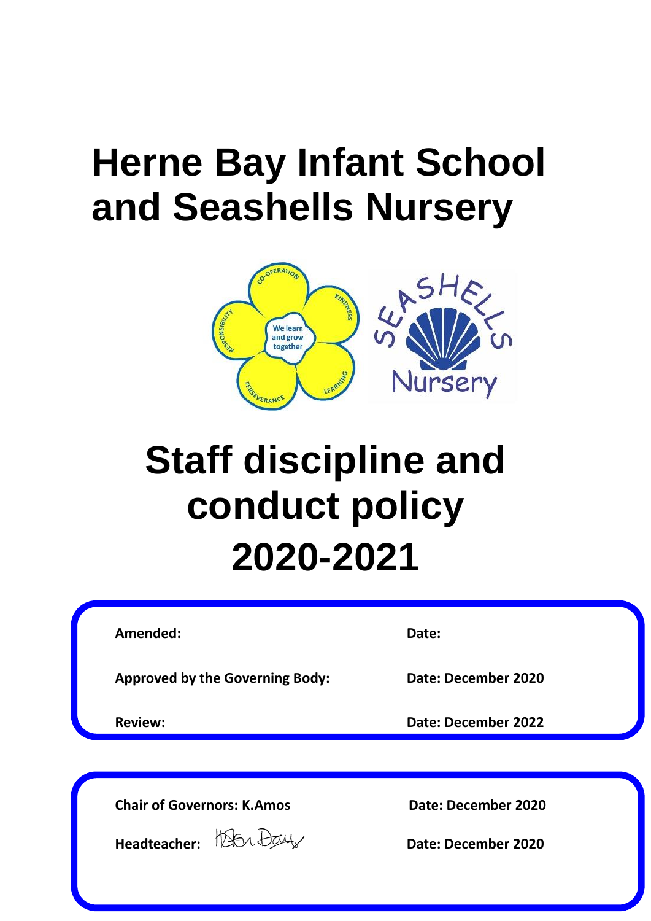# Herne Bay Infant School and Seashells Nursery

# Staff discipline and conduct policy 2020-2021

| | |
|---|---|
| **Amended:** | **Date:** |
| **Approved by the Governing Body:** | **Date: December 2020** |
| **Review:** | **Date: December 2022** |

| | |
|---|---|
| **Chair of Governors: K.Amos** | **Date: December 2020** |
| **Headteacher:** | **Date: December 2020** |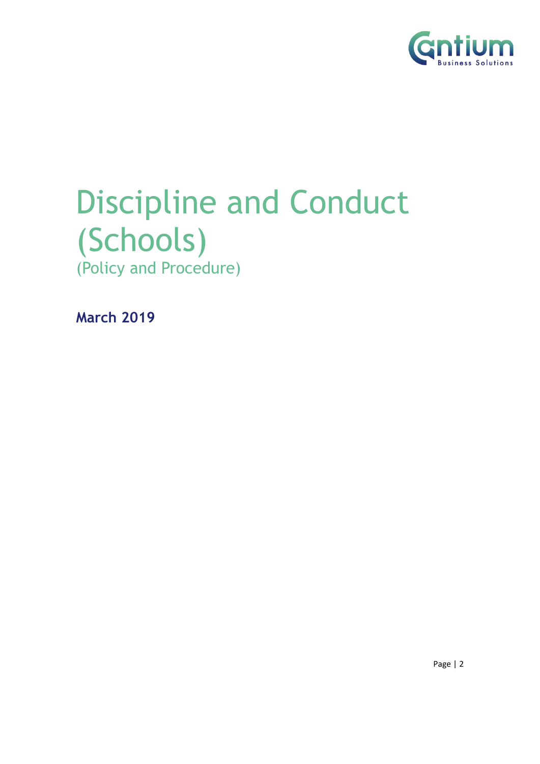# Discipline and Conduct (Schools)

(Policy and Procedure)

**March 2019**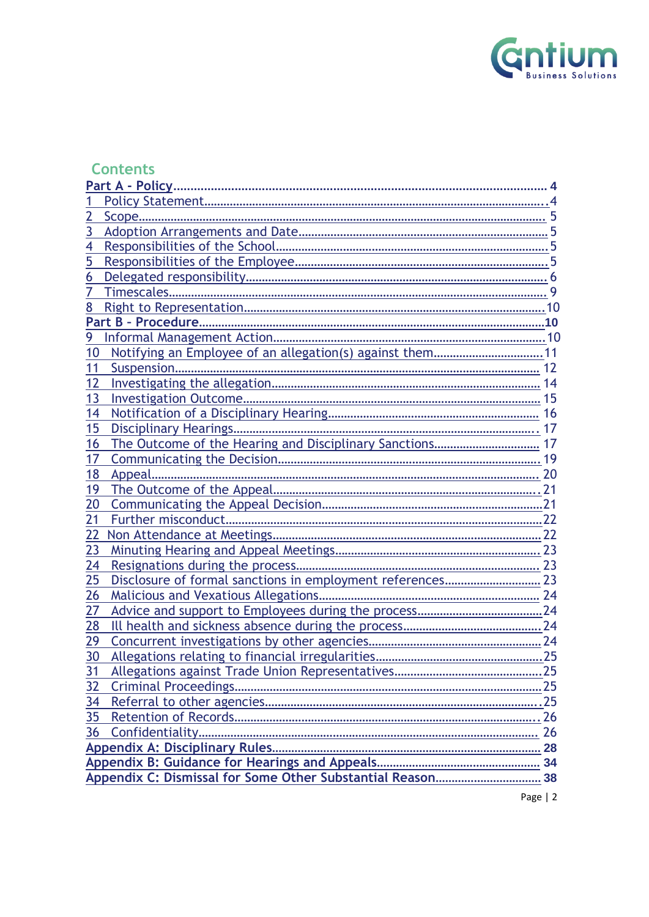## Contents

- [Part A - Policy](#) .......... 4
- 1 Policy Statement .......... 4
- 2 Scope .......... 5
- 3 Adoption Arrangements and Date .......... 5
- 4 Responsibilities of the School .......... 5
- 5 Responsibilities of the Employee .......... 5
- 6 Delegated responsibility .......... 6
- 7 Timescales .......... 9
- 8 Right to Representation .......... 10
- **Part B - Procedure** .......... 10
- 9 Informal Management Action .......... 10
- 10 Notifying an Employee of an allegation(s) against them .......... 11
- 11 Suspension .......... 12
- 12 Investigating the allegation .......... 14
- 13 Investigation Outcome .......... 15
- 14 Notification of a Disciplinary Hearing .......... 16
- 15 Disciplinary Hearings .......... 17
- 16 The Outcome of the Hearing and Disciplinary Sanctions .......... 17
- 17 Communicating the Decision .......... 19
- 18 Appeal .......... 20
- 19 The Outcome of the Appeal .......... 21
- 20 Communicating the Appeal Decision .......... 21
- 21 Further misconduct .......... 22
- 22 Non Attendance at Meetings .......... 22
- 23 Minuting Hearing and Appeal Meetings .......... 23
- 24 Resignations during the process .......... 23
- 25 Disclosure of formal sanctions in employment references .......... 23
- 26 Malicious and Vexatious Allegations .......... 24
- 27 Advice and support to Employees during the process .......... 24
- 28 Ill health and sickness absence during the process .......... 24
- 29 Concurrent investigations by other agencies .......... 24
- 30 Allegations relating to financial irregularities .......... 25
- 31 Allegations against Trade Union Representatives .......... 25
- 32 Criminal Proceedings .......... 25
- 34 Referral to other agencies .......... 25
- 35 Retention of Records .......... 26
- 36 Confidentiality .......... 26
- **Appendix A: Disciplinary Rules** .......... 28
- **Appendix B: Guidance for Hearings and Appeals** .......... 34
- **Appendix C: Dismissal for Some Other Substantial Reason** .......... 38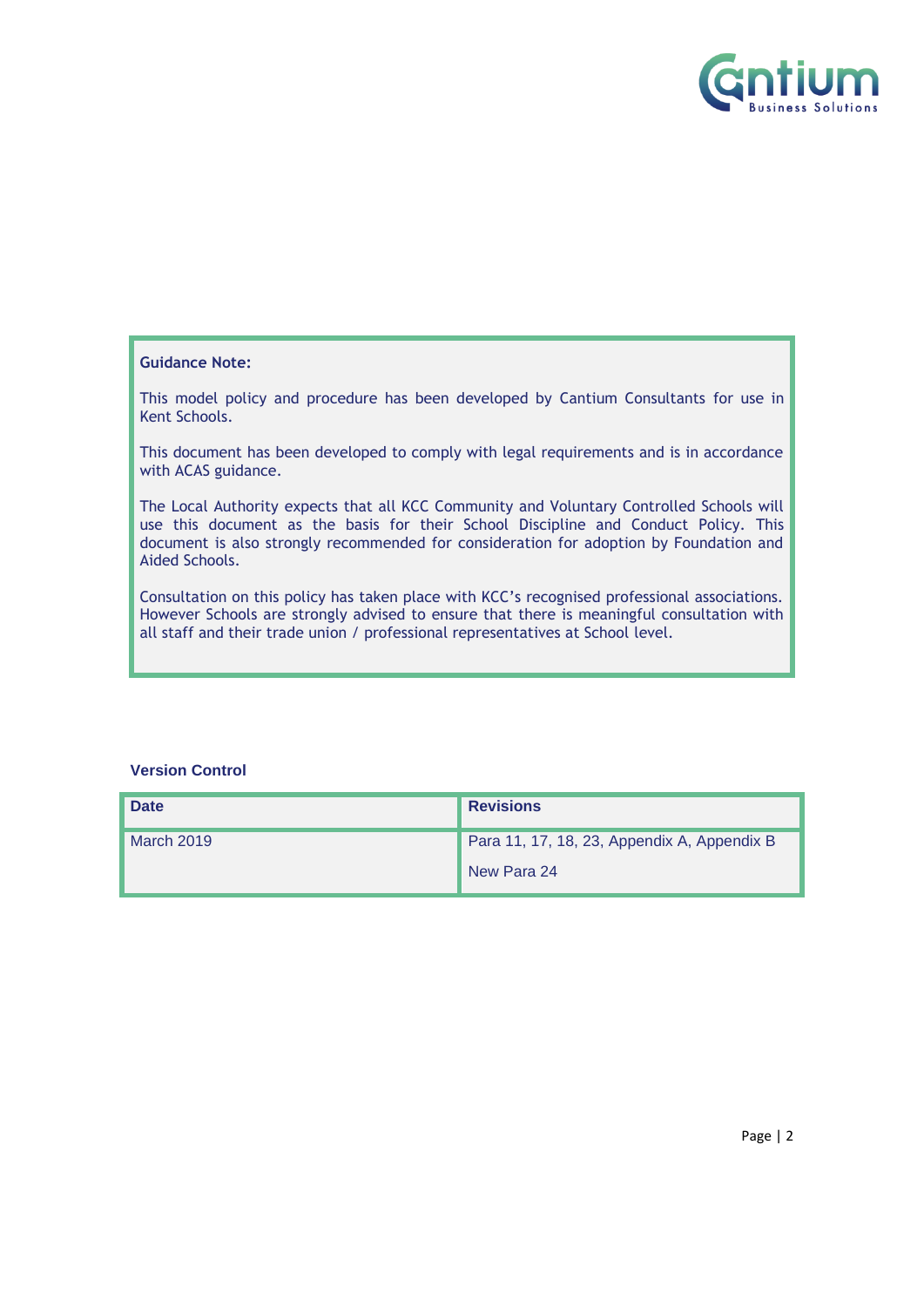**Guidance Note:**

This model policy and procedure has been developed by Cantium Consultants for use in Kent Schools.

This document has been developed to comply with legal requirements and is in accordance with ACAS guidance.

The Local Authority expects that all KCC Community and Voluntary Controlled Schools will use this document as the basis for their School Discipline and Conduct Policy. This document is also strongly recommended for consideration for adoption by Foundation and Aided Schools.

Consultation on this policy has taken place with KCC's recognised professional associations. However Schools are strongly advised to ensure that there is meaningful consultation with all staff and their trade union / professional representatives at School level.

**Version Control**

| Date | Revisions |
|---|---|
| March 2019 | Para 11, 17, 18, 23, Appendix A, Appendix B<br><br>New Para 24 |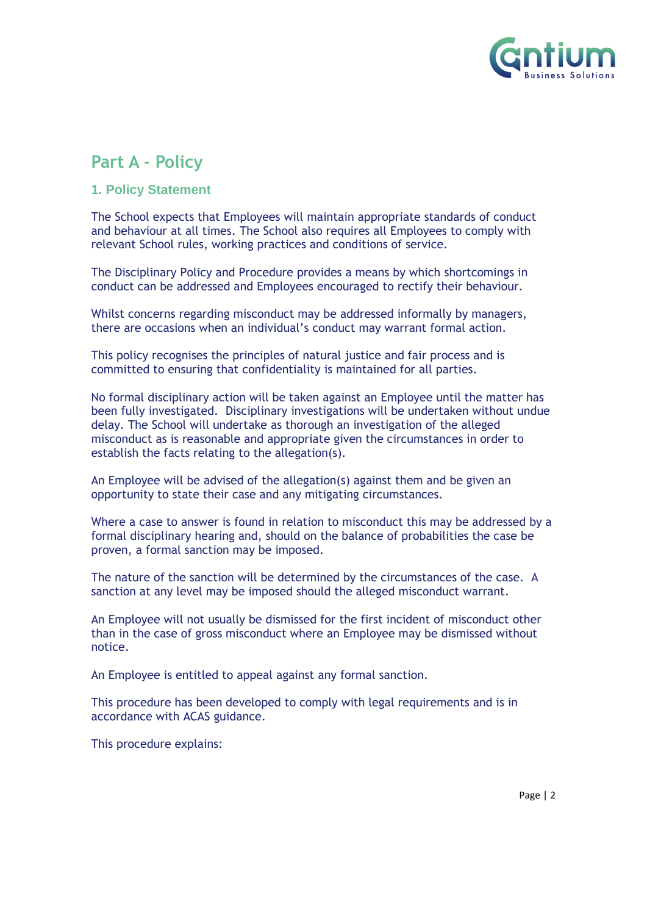# Part A - Policy

## 1. Policy Statement

The School expects that Employees will maintain appropriate standards of conduct and behaviour at all times. The School also requires all Employees to comply with relevant School rules, working practices and conditions of service.

The Disciplinary Policy and Procedure provides a means by which shortcomings in conduct can be addressed and Employees encouraged to rectify their behaviour.

Whilst concerns regarding misconduct may be addressed informally by managers, there are occasions when an individual's conduct may warrant formal action.

This policy recognises the principles of natural justice and fair process and is committed to ensuring that confidentiality is maintained for all parties.

No formal disciplinary action will be taken against an Employee until the matter has been fully investigated. Disciplinary investigations will be undertaken without undue delay. The School will undertake as thorough an investigation of the alleged misconduct as is reasonable and appropriate given the circumstances in order to establish the facts relating to the allegation(s).

An Employee will be advised of the allegation(s) against them and be given an opportunity to state their case and any mitigating circumstances.

Where a case to answer is found in relation to misconduct this may be addressed by a formal disciplinary hearing and, should on the balance of probabilities the case be proven, a formal sanction may be imposed.

The nature of the sanction will be determined by the circumstances of the case. A sanction at any level may be imposed should the alleged misconduct warrant.

An Employee will not usually be dismissed for the first incident of misconduct other than in the case of gross misconduct where an Employee may be dismissed without notice.

An Employee is entitled to appeal against any formal sanction.

This procedure has been developed to comply with legal requirements and is in accordance with ACAS guidance.

This procedure explains: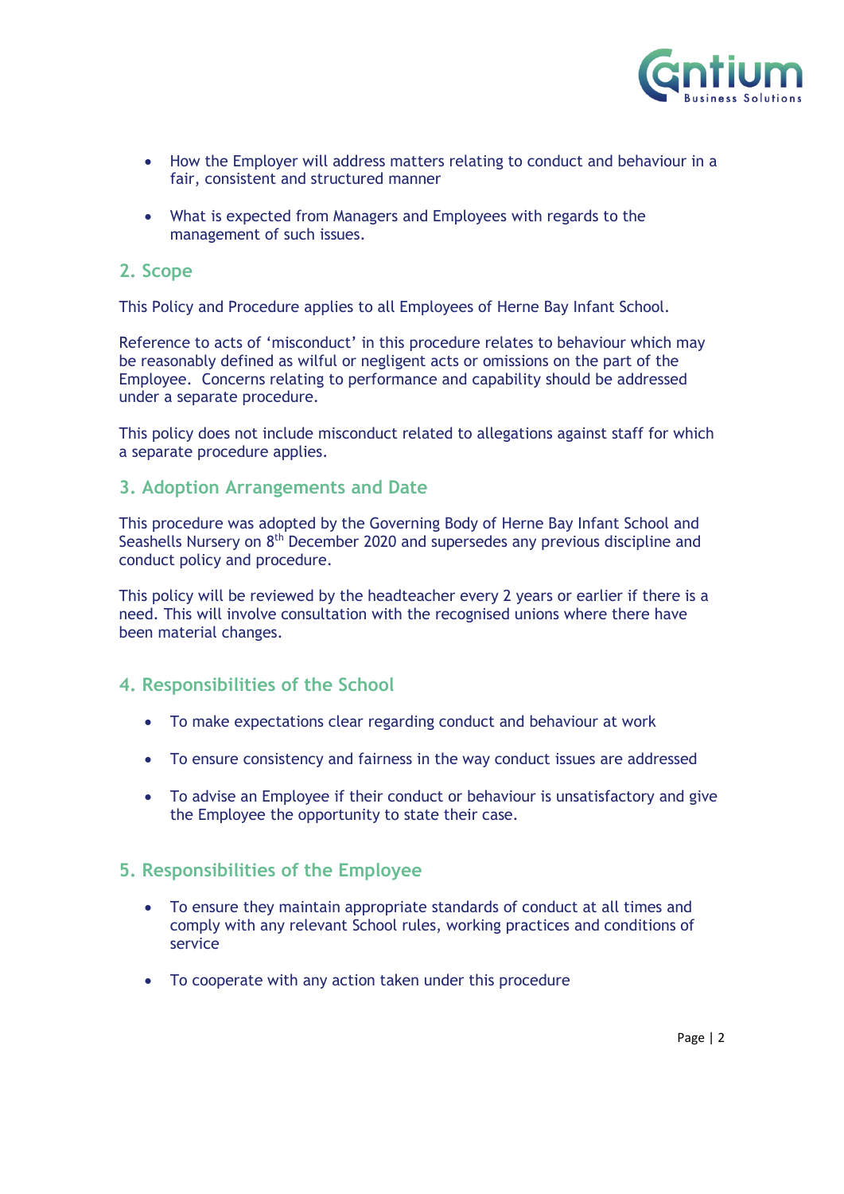- How the Employer will address matters relating to conduct and behaviour in a fair, consistent and structured manner
- What is expected from Managers and Employees with regards to the management of such issues.

## 2. Scope

This Policy and Procedure applies to all Employees of Herne Bay Infant School.

Reference to acts of 'misconduct' in this procedure relates to behaviour which may be reasonably defined as wilful or negligent acts or omissions on the part of the Employee. Concerns relating to performance and capability should be addressed under a separate procedure.

This policy does not include misconduct related to allegations against staff for which a separate procedure applies.

## 3. Adoption Arrangements and Date

This procedure was adopted by the Governing Body of Herne Bay Infant School and Seashells Nursery on 8th December 2020 and supersedes any previous discipline and conduct policy and procedure.

This policy will be reviewed by the headteacher every 2 years or earlier if there is a need. This will involve consultation with the recognised unions where there have been material changes.

## 4. Responsibilities of the School

- To make expectations clear regarding conduct and behaviour at work
- To ensure consistency and fairness in the way conduct issues are addressed
- To advise an Employee if their conduct or behaviour is unsatisfactory and give the Employee the opportunity to state their case.

## 5. Responsibilities of the Employee

- To ensure they maintain appropriate standards of conduct at all times and comply with any relevant School rules, working practices and conditions of service
- To cooperate with any action taken under this procedure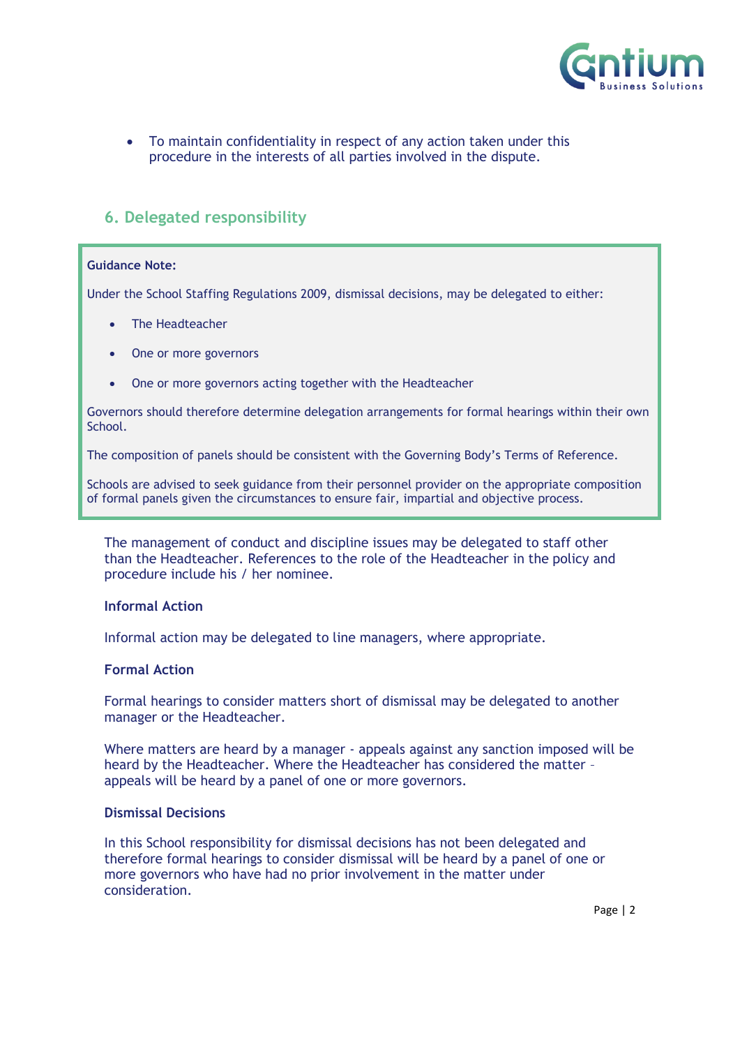- To maintain confidentiality in respect of any action taken under this procedure in the interests of all parties involved in the dispute.

## 6. Delegated responsibility

**Guidance Note:**

Under the School Staffing Regulations 2009, dismissal decisions, may be delegated to either:

- The Headteacher
- One or more governors
- One or more governors acting together with the Headteacher

Governors should therefore determine delegation arrangements for formal hearings within their own School.

The composition of panels should be consistent with the Governing Body's Terms of Reference.

Schools are advised to seek guidance from their personnel provider on the appropriate composition of formal panels given the circumstances to ensure fair, impartial and objective process.

The management of conduct and discipline issues may be delegated to staff other than the Headteacher. References to the role of the Headteacher in the policy and procedure include his / her nominee.

**Informal Action**

Informal action may be delegated to line managers, where appropriate.

**Formal Action**

Formal hearings to consider matters short of dismissal may be delegated to another manager or the Headteacher.

Where matters are heard by a manager - appeals against any sanction imposed will be heard by the Headteacher. Where the Headteacher has considered the matter – appeals will be heard by a panel of one or more governors.

**Dismissal Decisions**

In this School responsibility for dismissal decisions has not been delegated and therefore formal hearings to consider dismissal will be heard by a panel of one or more governors who have had no prior involvement in the matter under consideration.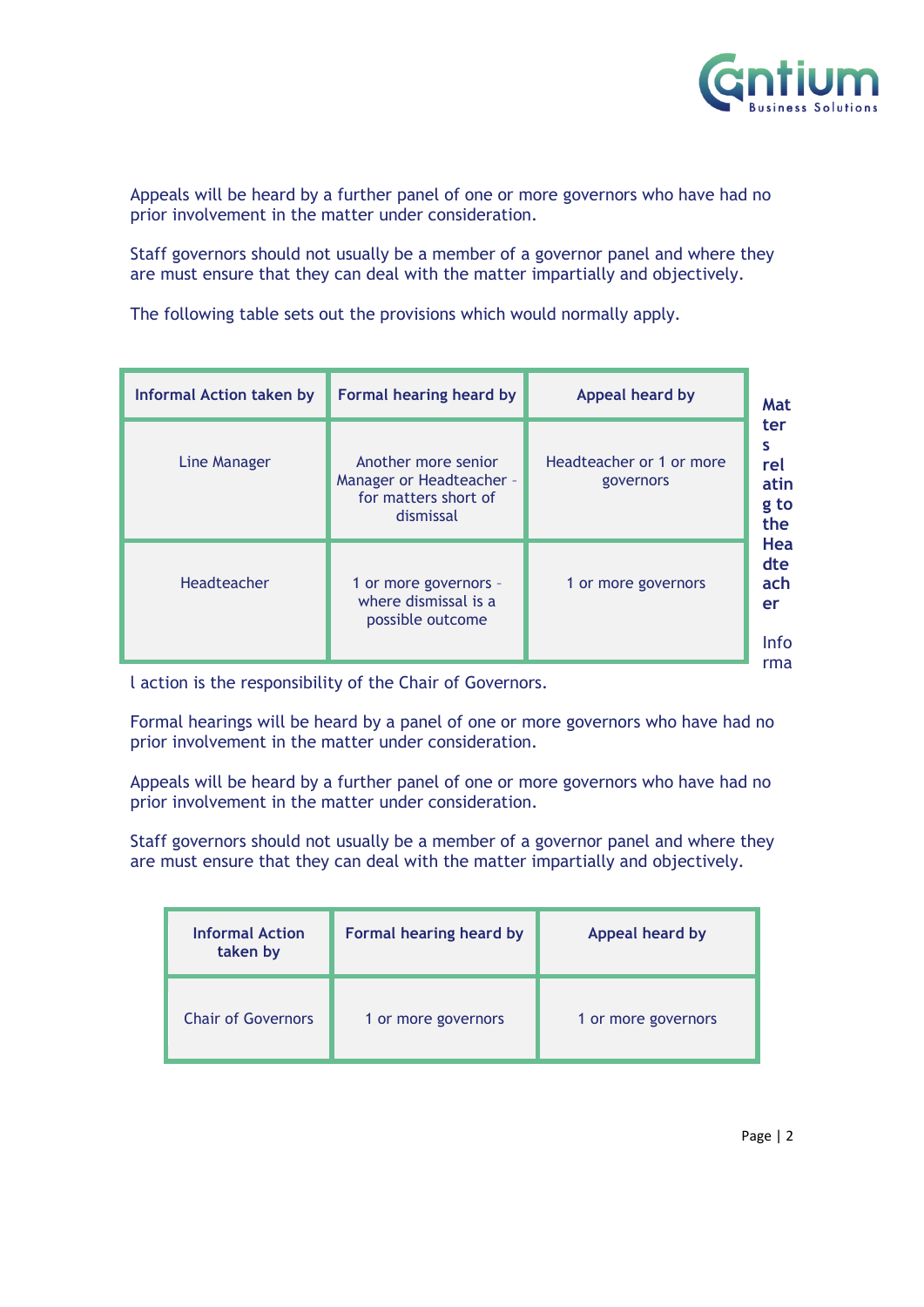Appeals will be heard by a further panel of one or more governors who have had no prior involvement in the matter under consideration.

Staff governors should not usually be a member of a governor panel and where they are must ensure that they can deal with the matter impartially and objectively.

The following table sets out the provisions which would normally apply.

| Informal Action taken by | Formal hearing heard by | Appeal heard by |
|---|---|---|
| Line Manager | Another more senior Manager or Headteacher – for matters short of dismissal | Headteacher or 1 or more governors |
| Headteacher | 1 or more governors – where dismissal is a possible outcome | 1 or more governors |

**Matters relating to the Headteacher**

Informal action is the responsibility of the Chair of Governors.

Formal hearings will be heard by a panel of one or more governors who have had no prior involvement in the matter under consideration.

Appeals will be heard by a further panel of one or more governors who have had no prior involvement in the matter under consideration.

Staff governors should not usually be a member of a governor panel and where they are must ensure that they can deal with the matter impartially and objectively.

| Informal Action taken by | Formal hearing heard by | Appeal heard by |
|---|---|---|
| Chair of Governors | 1 or more governors | 1 or more governors |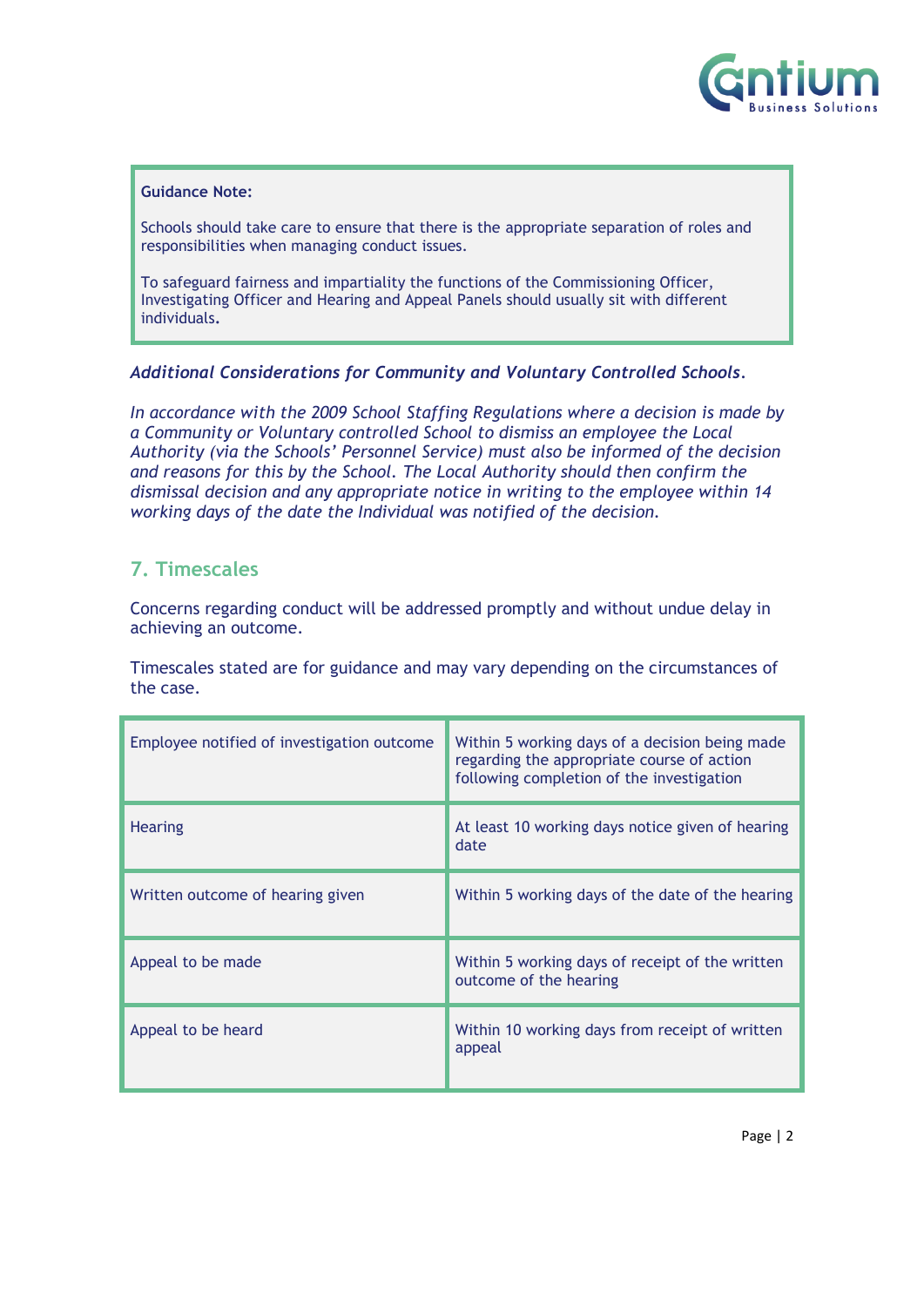**Guidance Note:**

Schools should take care to ensure that there is the appropriate separation of roles and responsibilities when managing conduct issues.

To safeguard fairness and impartiality the functions of the Commissioning Officer, Investigating Officer and Hearing and Appeal Panels should usually sit with different individuals**.**

***Additional Considerations for Community and Voluntary Controlled Schools****.*

*In accordance with the 2009 School Staffing Regulations where a decision is made by a Community or Voluntary controlled School to dismiss an employee the Local Authority (via the Schools' Personnel Service) must also be informed of the decision and reasons for this by the School. The Local Authority should then confirm the dismissal decision and any appropriate notice in writing to the employee within 14 working days of the date the Individual was notified of the decision.*

## 7. Timescales

Concerns regarding conduct will be addressed promptly and without undue delay in achieving an outcome.

Timescales stated are for guidance and may vary depending on the circumstances of the case.

| | |
|---|---|
| Employee notified of investigation outcome | Within 5 working days of a decision being made regarding the appropriate course of action following completion of the investigation |
| Hearing | At least 10 working days notice given of hearing date |
| Written outcome of hearing given | Within 5 working days of the date of the hearing |
| Appeal to be made | Within 5 working days of receipt of the written outcome of the hearing |
| Appeal to be heard | Within 10 working days from receipt of written appeal |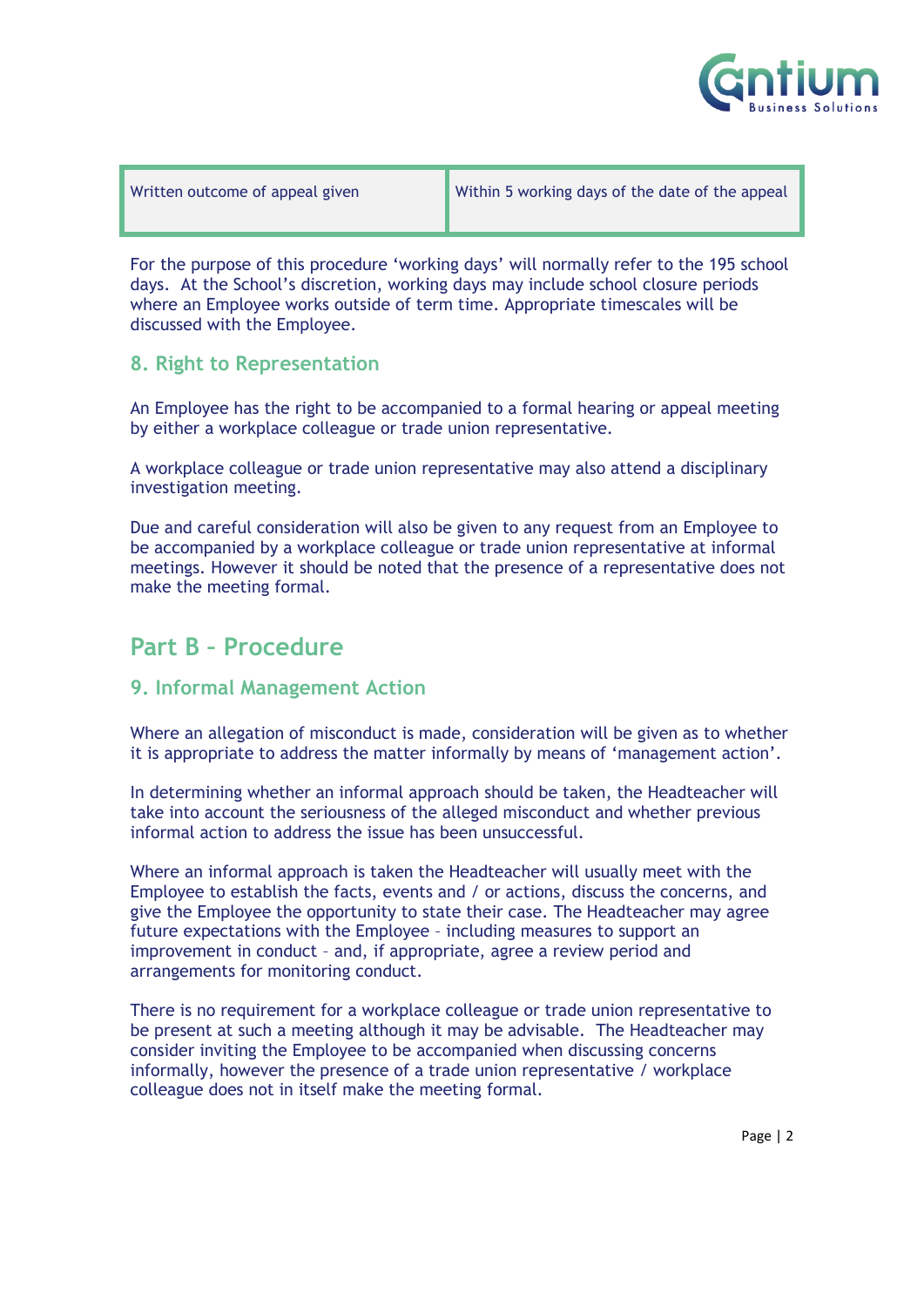| | |
|---|---|
| Written outcome of appeal given | Within 5 working days of the date of the appeal |

For the purpose of this procedure 'working days' will normally refer to the 195 school days. At the School's discretion, working days may include school closure periods where an Employee works outside of term time. Appropriate timescales will be discussed with the Employee.

### 8. Right to Representation

An Employee has the right to be accompanied to a formal hearing or appeal meeting by either a workplace colleague or trade union representative.

A workplace colleague or trade union representative may also attend a disciplinary investigation meeting.

Due and careful consideration will also be given to any request from an Employee to be accompanied by a workplace colleague or trade union representative at informal meetings. However it should be noted that the presence of a representative does not make the meeting formal.

## Part B – Procedure

### 9. Informal Management Action

Where an allegation of misconduct is made, consideration will be given as to whether it is appropriate to address the matter informally by means of 'management action'.

In determining whether an informal approach should be taken, the Headteacher will take into account the seriousness of the alleged misconduct and whether previous informal action to address the issue has been unsuccessful.

Where an informal approach is taken the Headteacher will usually meet with the Employee to establish the facts, events and / or actions, discuss the concerns, and give the Employee the opportunity to state their case. The Headteacher may agree future expectations with the Employee – including measures to support an improvement in conduct – and, if appropriate, agree a review period and arrangements for monitoring conduct.

There is no requirement for a workplace colleague or trade union representative to be present at such a meeting although it may be advisable. The Headteacher may consider inviting the Employee to be accompanied when discussing concerns informally, however the presence of a trade union representative / workplace colleague does not in itself make the meeting formal.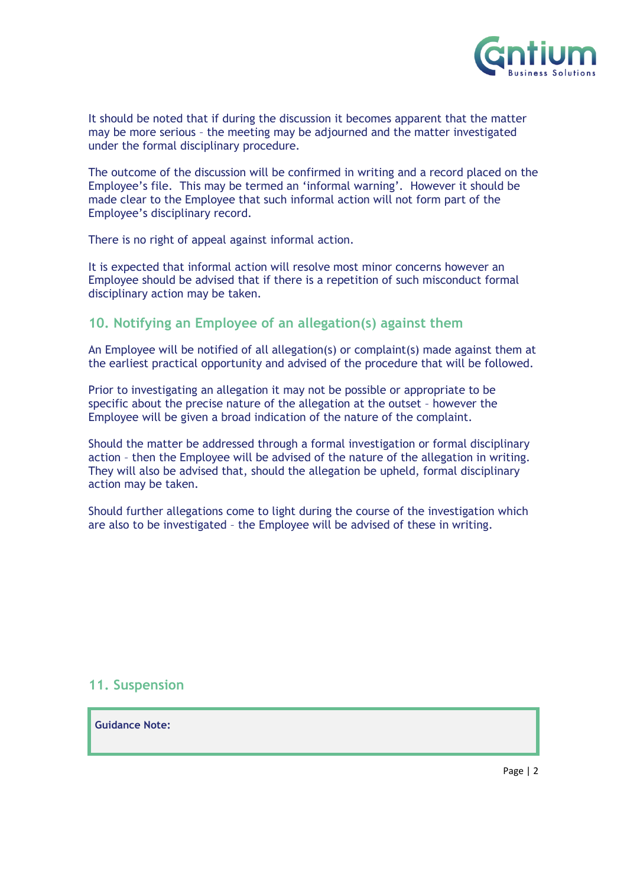It should be noted that if during the discussion it becomes apparent that the matter may be more serious – the meeting may be adjourned and the matter investigated under the formal disciplinary procedure.

The outcome of the discussion will be confirmed in writing and a record placed on the Employee's file. This may be termed an 'informal warning'. However it should be made clear to the Employee that such informal action will not form part of the Employee's disciplinary record.

There is no right of appeal against informal action.

It is expected that informal action will resolve most minor concerns however an Employee should be advised that if there is a repetition of such misconduct formal disciplinary action may be taken.

## 10. Notifying an Employee of an allegation(s) against them

An Employee will be notified of all allegation(s) or complaint(s) made against them at the earliest practical opportunity and advised of the procedure that will be followed.

Prior to investigating an allegation it may not be possible or appropriate to be specific about the precise nature of the allegation at the outset – however the Employee will be given a broad indication of the nature of the complaint.

Should the matter be addressed through a formal investigation or formal disciplinary action – then the Employee will be advised of the nature of the allegation in writing. They will also be advised that, should the allegation be upheld, formal disciplinary action may be taken.

Should further allegations come to light during the course of the investigation which are also to be investigated – the Employee will be advised of these in writing.

## 11. Suspension

**Guidance Note:**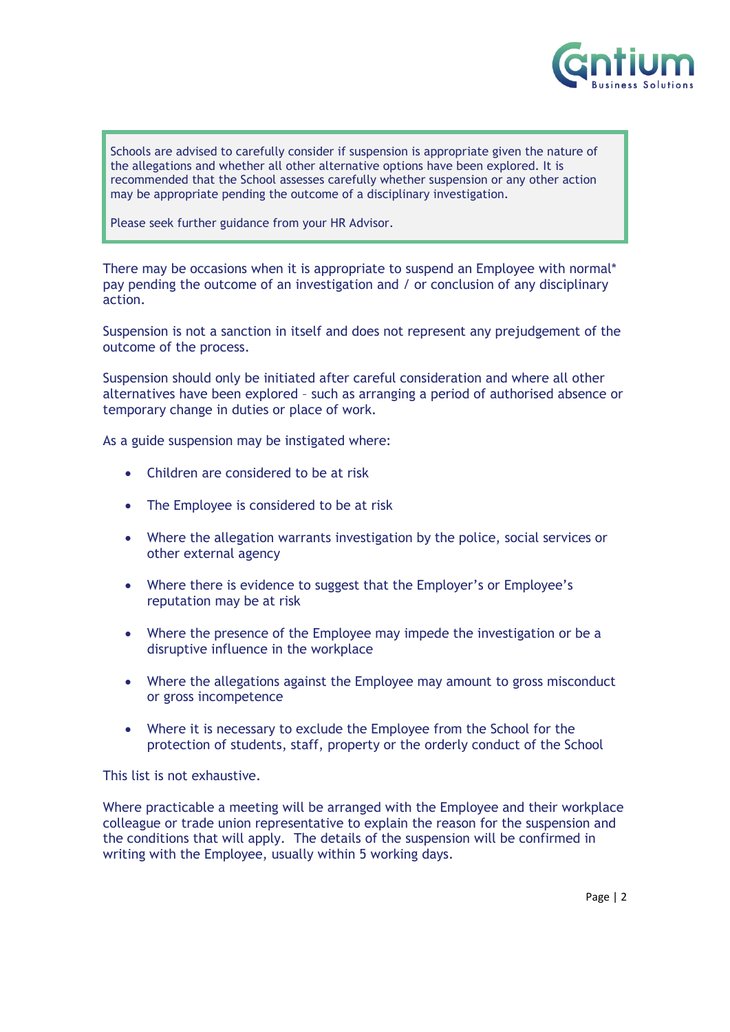> Schools are advised to carefully consider if suspension is appropriate given the nature of the allegations and whether all other alternative options have been explored. It is recommended that the School assesses carefully whether suspension or any other action may be appropriate pending the outcome of a disciplinary investigation.
>
> Please seek further guidance from your HR Advisor.

There may be occasions when it is appropriate to suspend an Employee with normal* pay pending the outcome of an investigation and / or conclusion of any disciplinary action.

Suspension is not a sanction in itself and does not represent any prejudgement of the outcome of the process.

Suspension should only be initiated after careful consideration and where all other alternatives have been explored – such as arranging a period of authorised absence or temporary change in duties or place of work.

As a guide suspension may be instigated where:

- Children are considered to be at risk
- The Employee is considered to be at risk
- Where the allegation warrants investigation by the police, social services or other external agency
- Where there is evidence to suggest that the Employer's or Employee's reputation may be at risk
- Where the presence of the Employee may impede the investigation or be a disruptive influence in the workplace
- Where the allegations against the Employee may amount to gross misconduct or gross incompetence
- Where it is necessary to exclude the Employee from the School for the protection of students, staff, property or the orderly conduct of the School

This list is not exhaustive.

Where practicable a meeting will be arranged with the Employee and their workplace colleague or trade union representative to explain the reason for the suspension and the conditions that will apply. The details of the suspension will be confirmed in writing with the Employee, usually within 5 working days.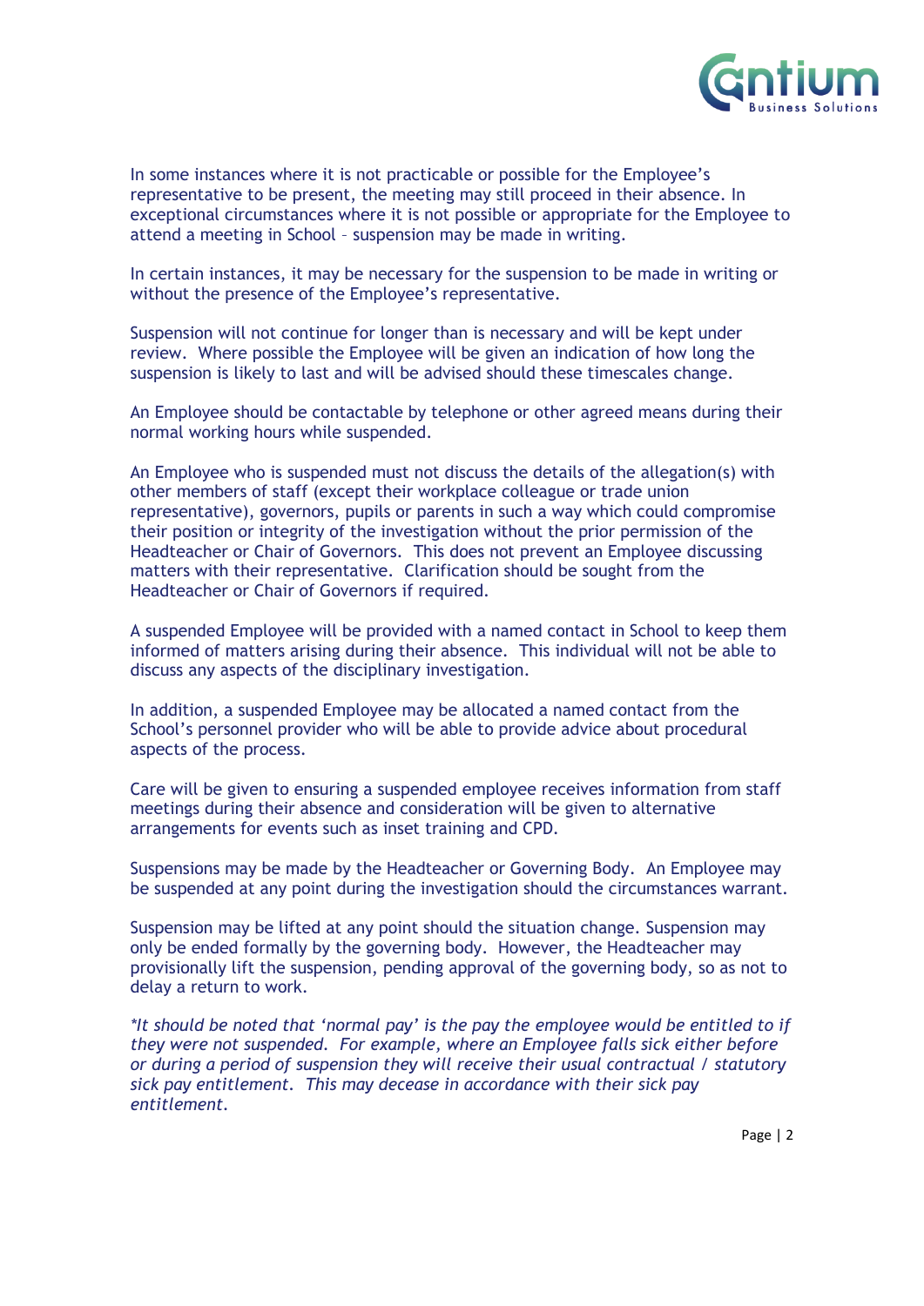In some instances where it is not practicable or possible for the Employee's representative to be present, the meeting may still proceed in their absence. In exceptional circumstances where it is not possible or appropriate for the Employee to attend a meeting in School – suspension may be made in writing.

In certain instances, it may be necessary for the suspension to be made in writing or without the presence of the Employee's representative.

Suspension will not continue for longer than is necessary and will be kept under review. Where possible the Employee will be given an indication of how long the suspension is likely to last and will be advised should these timescales change.

An Employee should be contactable by telephone or other agreed means during their normal working hours while suspended.

An Employee who is suspended must not discuss the details of the allegation(s) with other members of staff (except their workplace colleague or trade union representative), governors, pupils or parents in such a way which could compromise their position or integrity of the investigation without the prior permission of the Headteacher or Chair of Governors. This does not prevent an Employee discussing matters with their representative. Clarification should be sought from the Headteacher or Chair of Governors if required.

A suspended Employee will be provided with a named contact in School to keep them informed of matters arising during their absence. This individual will not be able to discuss any aspects of the disciplinary investigation.

In addition, a suspended Employee may be allocated a named contact from the School's personnel provider who will be able to provide advice about procedural aspects of the process.

Care will be given to ensuring a suspended employee receives information from staff meetings during their absence and consideration will be given to alternative arrangements for events such as inset training and CPD.

Suspensions may be made by the Headteacher or Governing Body. An Employee may be suspended at any point during the investigation should the circumstances warrant.

Suspension may be lifted at any point should the situation change. Suspension may only be ended formally by the governing body. However, the Headteacher may provisionally lift the suspension, pending approval of the governing body, so as not to delay a return to work.

*\*It should be noted that 'normal pay' is the pay the employee would be entitled to if they were not suspended. For example, where an Employee falls sick either before or during a period of suspension they will receive their usual contractual / statutory sick pay entitlement. This may decease in accordance with their sick pay entitlement.*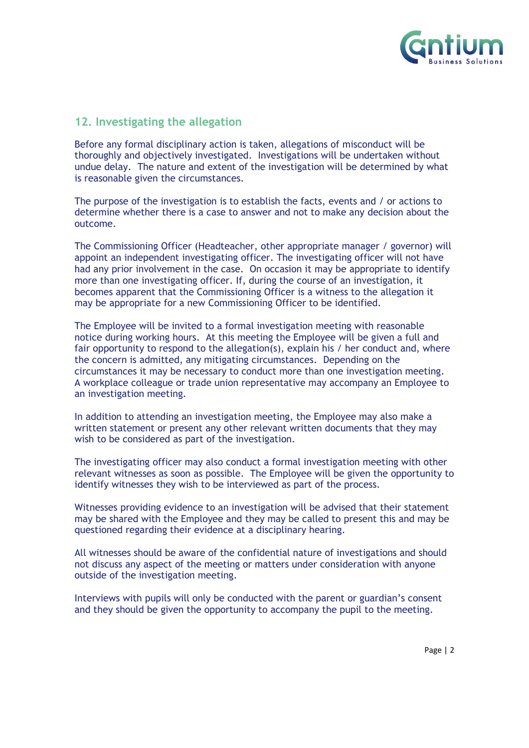## 12. Investigating the allegation

Before any formal disciplinary action is taken, allegations of misconduct will be thoroughly and objectively investigated. Investigations will be undertaken without undue delay. The nature and extent of the investigation will be determined by what is reasonable given the circumstances.

The purpose of the investigation is to establish the facts, events and / or actions to determine whether there is a case to answer and not to make any decision about the outcome.

The Commissioning Officer (Headteacher, other appropriate manager / governor) will appoint an independent investigating officer. The investigating officer will not have had any prior involvement in the case. On occasion it may be appropriate to identify more than one investigating officer. If, during the course of an investigation, it becomes apparent that the Commissioning Officer is a witness to the allegation it may be appropriate for a new Commissioning Officer to be identified.

The Employee will be invited to a formal investigation meeting with reasonable notice during working hours. At this meeting the Employee will be given a full and fair opportunity to respond to the allegation(s), explain his / her conduct and, where the concern is admitted, any mitigating circumstances. Depending on the circumstances it may be necessary to conduct more than one investigation meeting. A workplace colleague or trade union representative may accompany an Employee to an investigation meeting.

In addition to attending an investigation meeting, the Employee may also make a written statement or present any other relevant written documents that they may wish to be considered as part of the investigation.

The investigating officer may also conduct a formal investigation meeting with other relevant witnesses as soon as possible. The Employee will be given the opportunity to identify witnesses they wish to be interviewed as part of the process.

Witnesses providing evidence to an investigation will be advised that their statement may be shared with the Employee and they may be called to present this and may be questioned regarding their evidence at a disciplinary hearing.

All witnesses should be aware of the confidential nature of investigations and should not discuss any aspect of the meeting or matters under consideration with anyone outside of the investigation meeting.

Interviews with pupils will only be conducted with the parent or guardian's consent and they should be given the opportunity to accompany the pupil to the meeting.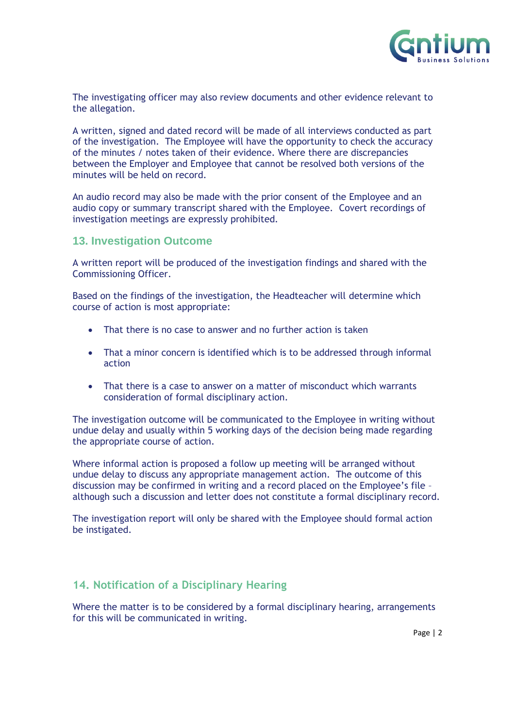The investigating officer may also review documents and other evidence relevant to the allegation.

A written, signed and dated record will be made of all interviews conducted as part of the investigation. The Employee will have the opportunity to check the accuracy of the minutes / notes taken of their evidence. Where there are discrepancies between the Employer and Employee that cannot be resolved both versions of the minutes will be held on record.

An audio record may also be made with the prior consent of the Employee and an audio copy or summary transcript shared with the Employee. Covert recordings of investigation meetings are expressly prohibited.

## 13. Investigation Outcome

A written report will be produced of the investigation findings and shared with the Commissioning Officer.

Based on the findings of the investigation, the Headteacher will determine which course of action is most appropriate:

- That there is no case to answer and no further action is taken
- That a minor concern is identified which is to be addressed through informal action
- That there is a case to answer on a matter of misconduct which warrants consideration of formal disciplinary action.

The investigation outcome will be communicated to the Employee in writing without undue delay and usually within 5 working days of the decision being made regarding the appropriate course of action.

Where informal action is proposed a follow up meeting will be arranged without undue delay to discuss any appropriate management action. The outcome of this discussion may be confirmed in writing and a record placed on the Employee's file – although such a discussion and letter does not constitute a formal disciplinary record.

The investigation report will only be shared with the Employee should formal action be instigated.

## 14. Notification of a Disciplinary Hearing

Where the matter is to be considered by a formal disciplinary hearing, arrangements for this will be communicated in writing.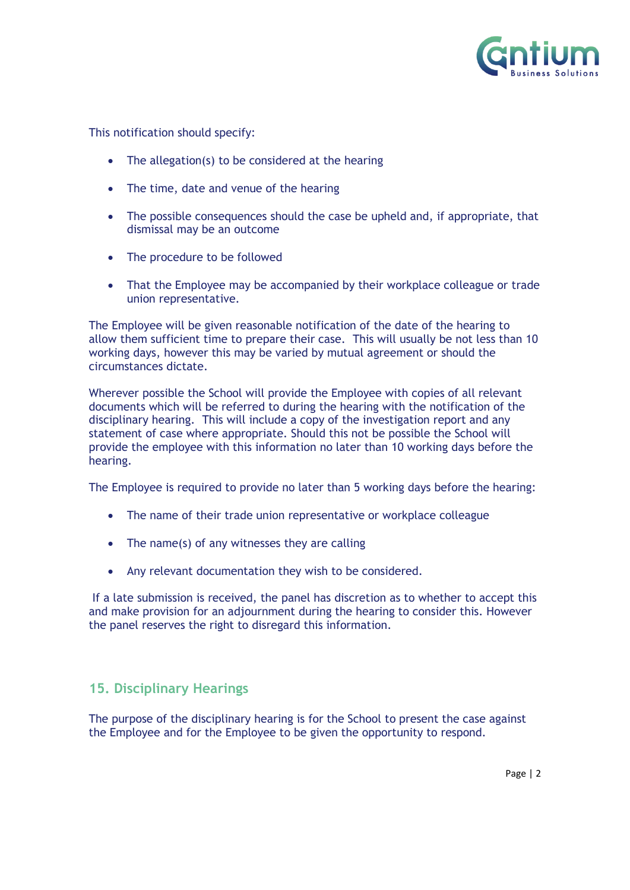This notification should specify:

- The allegation(s) to be considered at the hearing
- The time, date and venue of the hearing
- The possible consequences should the case be upheld and, if appropriate, that dismissal may be an outcome
- The procedure to be followed
- That the Employee may be accompanied by their workplace colleague or trade union representative.

The Employee will be given reasonable notification of the date of the hearing to allow them sufficient time to prepare their case. This will usually be not less than 10 working days, however this may be varied by mutual agreement or should the circumstances dictate.

Wherever possible the School will provide the Employee with copies of all relevant documents which will be referred to during the hearing with the notification of the disciplinary hearing. This will include a copy of the investigation report and any statement of case where appropriate. Should this not be possible the School will provide the employee with this information no later than 10 working days before the hearing.

The Employee is required to provide no later than 5 working days before the hearing:

- The name of their trade union representative or workplace colleague
- The name(s) of any witnesses they are calling
- Any relevant documentation they wish to be considered.

If a late submission is received, the panel has discretion as to whether to accept this and make provision for an adjournment during the hearing to consider this. However the panel reserves the right to disregard this information.

## 15. Disciplinary Hearings

The purpose of the disciplinary hearing is for the School to present the case against the Employee and for the Employee to be given the opportunity to respond.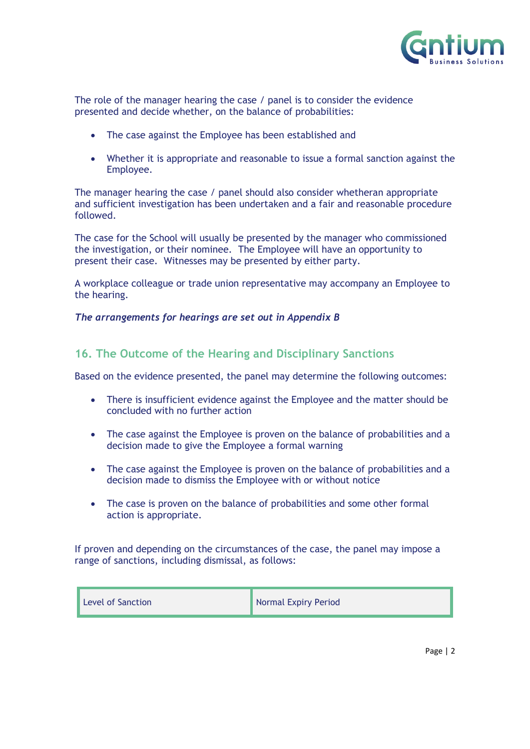The role of the manager hearing the case / panel is to consider the evidence presented and decide whether, on the balance of probabilities:

- The case against the Employee has been established and
- Whether it is appropriate and reasonable to issue a formal sanction against the Employee.

The manager hearing the case / panel should also consider whetheran appropriate and sufficient investigation has been undertaken and a fair and reasonable procedure followed.

The case for the School will usually be presented by the manager who commissioned the investigation, or their nominee. The Employee will have an opportunity to present their case. Witnesses may be presented by either party.

A workplace colleague or trade union representative may accompany an Employee to the hearing.

***The arrangements for hearings are set out in Appendix B***

## 16. The Outcome of the Hearing and Disciplinary Sanctions

Based on the evidence presented, the panel may determine the following outcomes:

- There is insufficient evidence against the Employee and the matter should be concluded with no further action
- The case against the Employee is proven on the balance of probabilities and a decision made to give the Employee a formal warning
- The case against the Employee is proven on the balance of probabilities and a decision made to dismiss the Employee with or without notice
- The case is proven on the balance of probabilities and some other formal action is appropriate.

If proven and depending on the circumstances of the case, the panel may impose a range of sanctions, including dismissal, as follows:

| Level of Sanction | Normal Expiry Period |
| --- | --- |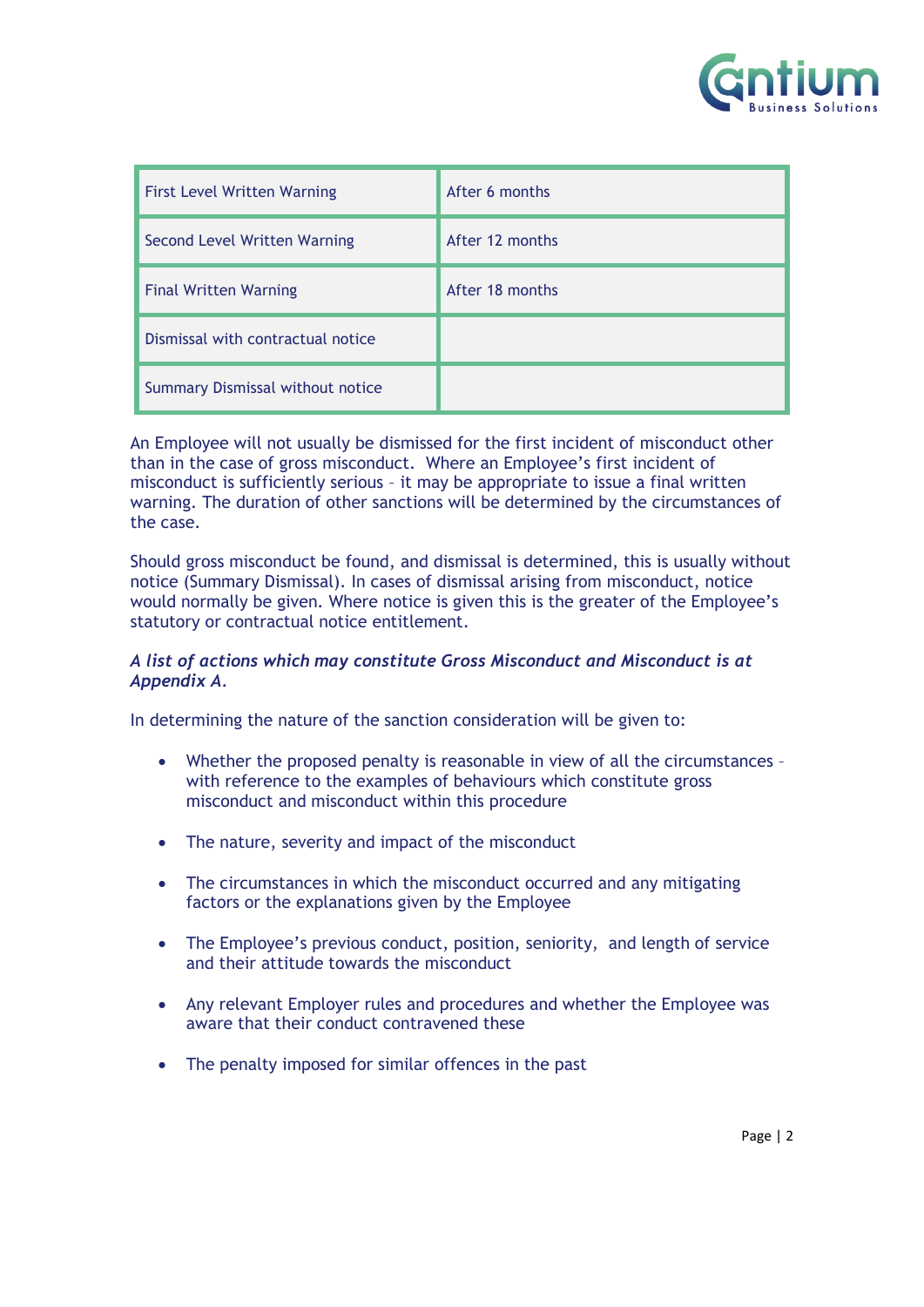| | |
|---|---|
| First Level Written Warning | After 6 months |
| Second Level Written Warning | After 12 months |
| Final Written Warning | After 18 months |
| Dismissal with contractual notice | |
| Summary Dismissal without notice | |

An Employee will not usually be dismissed for the first incident of misconduct other than in the case of gross misconduct. Where an Employee's first incident of misconduct is sufficiently serious – it may be appropriate to issue a final written warning. The duration of other sanctions will be determined by the circumstances of the case.

Should gross misconduct be found, and dismissal is determined, this is usually without notice (Summary Dismissal). In cases of dismissal arising from misconduct, notice would normally be given. Where notice is given this is the greater of the Employee's statutory or contractual notice entitlement.

***A list of actions which may constitute Gross Misconduct and Misconduct is at Appendix A.***

In determining the nature of the sanction consideration will be given to:

- Whether the proposed penalty is reasonable in view of all the circumstances – with reference to the examples of behaviours which constitute gross misconduct and misconduct within this procedure
- The nature, severity and impact of the misconduct
- The circumstances in which the misconduct occurred and any mitigating factors or the explanations given by the Employee
- The Employee's previous conduct, position, seniority, and length of service and their attitude towards the misconduct
- Any relevant Employer rules and procedures and whether the Employee was aware that their conduct contravened these
- The penalty imposed for similar offences in the past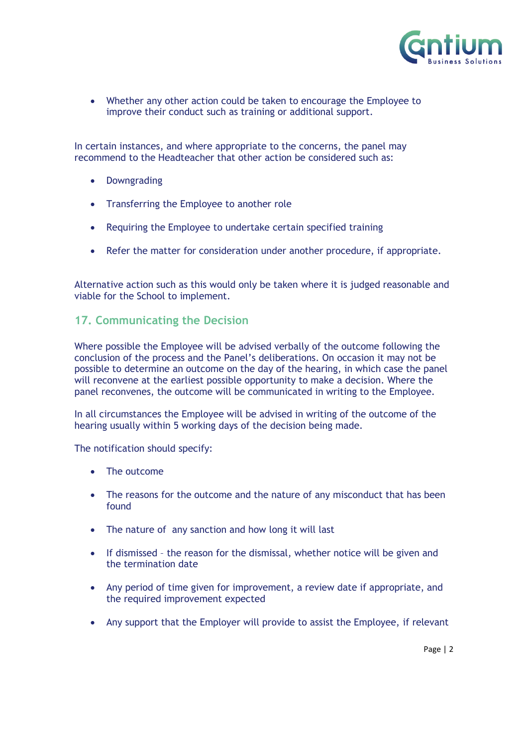- Whether any other action could be taken to encourage the Employee to improve their conduct such as training or additional support.

In certain instances, and where appropriate to the concerns, the panel may recommend to the Headteacher that other action be considered such as:

- Downgrading
- Transferring the Employee to another role
- Requiring the Employee to undertake certain specified training
- Refer the matter for consideration under another procedure, if appropriate.

Alternative action such as this would only be taken where it is judged reasonable and viable for the School to implement.

## 17. Communicating the Decision

Where possible the Employee will be advised verbally of the outcome following the conclusion of the process and the Panel's deliberations. On occasion it may not be possible to determine an outcome on the day of the hearing, in which case the panel will reconvene at the earliest possible opportunity to make a decision. Where the panel reconvenes, the outcome will be communicated in writing to the Employee.

In all circumstances the Employee will be advised in writing of the outcome of the hearing usually within 5 working days of the decision being made.

The notification should specify:

- The outcome
- The reasons for the outcome and the nature of any misconduct that has been found
- The nature of any sanction and how long it will last
- If dismissed – the reason for the dismissal, whether notice will be given and the termination date
- Any period of time given for improvement, a review date if appropriate, and the required improvement expected
- Any support that the Employer will provide to assist the Employee, if relevant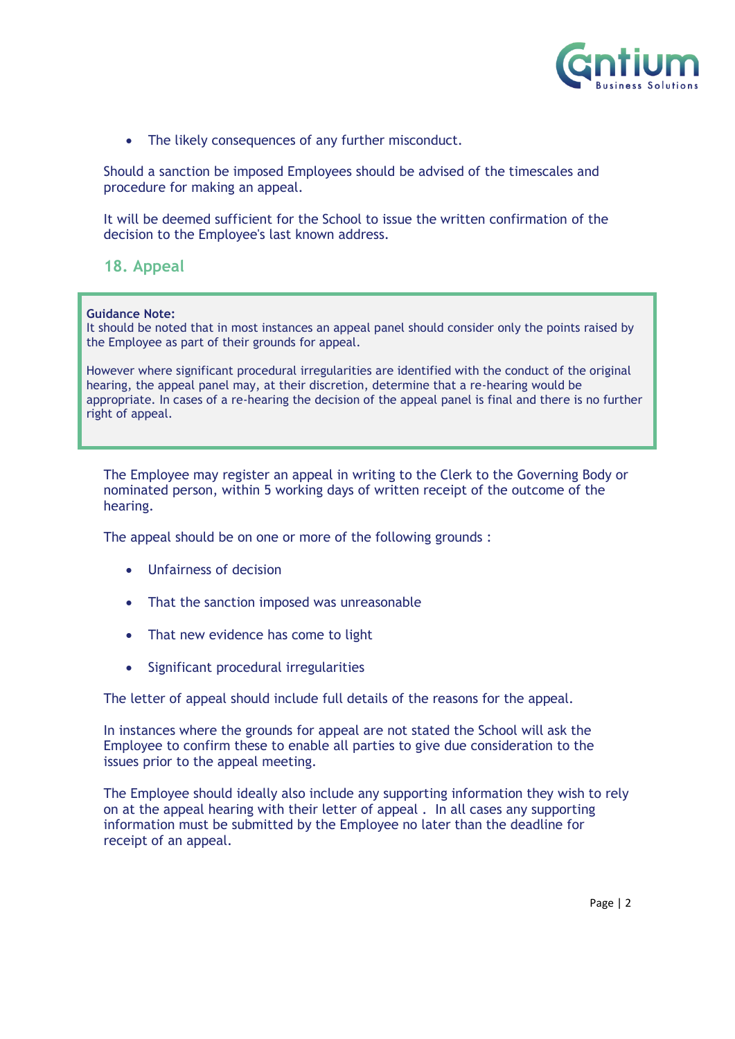- The likely consequences of any further misconduct.

Should a sanction be imposed Employees should be advised of the timescales and procedure for making an appeal.

It will be deemed sufficient for the School to issue the written confirmation of the decision to the Employee's last known address.

## 18. Appeal

**Guidance Note:**
It should be noted that in most instances an appeal panel should consider only the points raised by the Employee as part of their grounds for appeal.

However where significant procedural irregularities are identified with the conduct of the original hearing, the appeal panel may, at their discretion, determine that a re-hearing would be appropriate. In cases of a re-hearing the decision of the appeal panel is final and there is no further right of appeal.

The Employee may register an appeal in writing to the Clerk to the Governing Body or nominated person, within 5 working days of written receipt of the outcome of the hearing.

The appeal should be on one or more of the following grounds :

- Unfairness of decision
- That the sanction imposed was unreasonable
- That new evidence has come to light
- Significant procedural irregularities

The letter of appeal should include full details of the reasons for the appeal.

In instances where the grounds for appeal are not stated the School will ask the Employee to confirm these to enable all parties to give due consideration to the issues prior to the appeal meeting.

The Employee should ideally also include any supporting information they wish to rely on at the appeal hearing with their letter of appeal . In all cases any supporting information must be submitted by the Employee no later than the deadline for receipt of an appeal.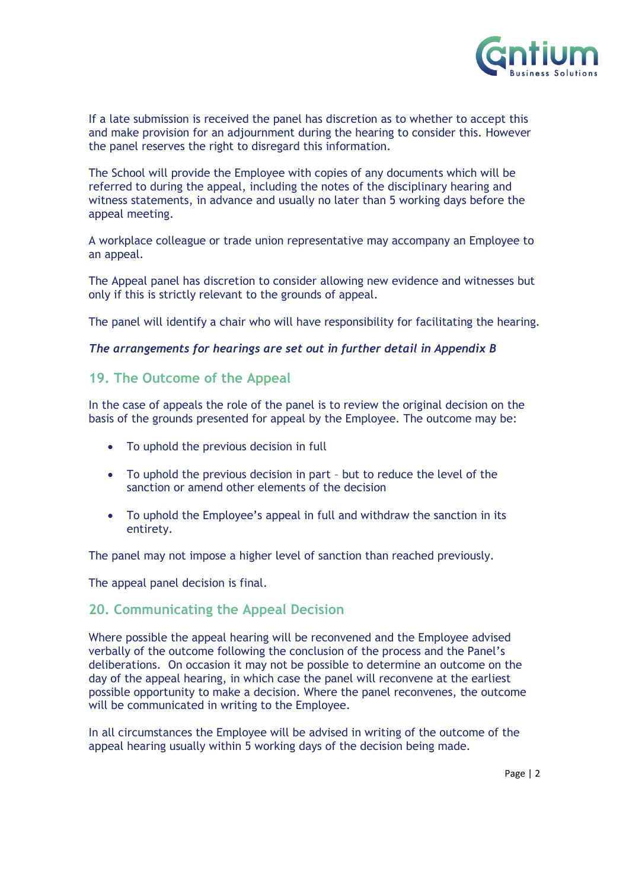If a late submission is received the panel has discretion as to whether to accept this and make provision for an adjournment during the hearing to consider this. However the panel reserves the right to disregard this information.

The School will provide the Employee with copies of any documents which will be referred to during the appeal, including the notes of the disciplinary hearing and witness statements, in advance and usually no later than 5 working days before the appeal meeting.

A workplace colleague or trade union representative may accompany an Employee to an appeal.

The Appeal panel has discretion to consider allowing new evidence and witnesses but only if this is strictly relevant to the grounds of appeal.

The panel will identify a chair who will have responsibility for facilitating the hearing.

***The arrangements for hearings are set out in further detail in Appendix B***

## 19. The Outcome of the Appeal

In the case of appeals the role of the panel is to review the original decision on the basis of the grounds presented for appeal by the Employee. The outcome may be:

- To uphold the previous decision in full
- To uphold the previous decision in part – but to reduce the level of the sanction or amend other elements of the decision
- To uphold the Employee's appeal in full and withdraw the sanction in its entirety.

The panel may not impose a higher level of sanction than reached previously.

The appeal panel decision is final.

## 20. Communicating the Appeal Decision

Where possible the appeal hearing will be reconvened and the Employee advised verbally of the outcome following the conclusion of the process and the Panel's deliberations. On occasion it may not be possible to determine an outcome on the day of the appeal hearing, in which case the panel will reconvene at the earliest possible opportunity to make a decision. Where the panel reconvenes, the outcome will be communicated in writing to the Employee.

In all circumstances the Employee will be advised in writing of the outcome of the appeal hearing usually within 5 working days of the decision being made.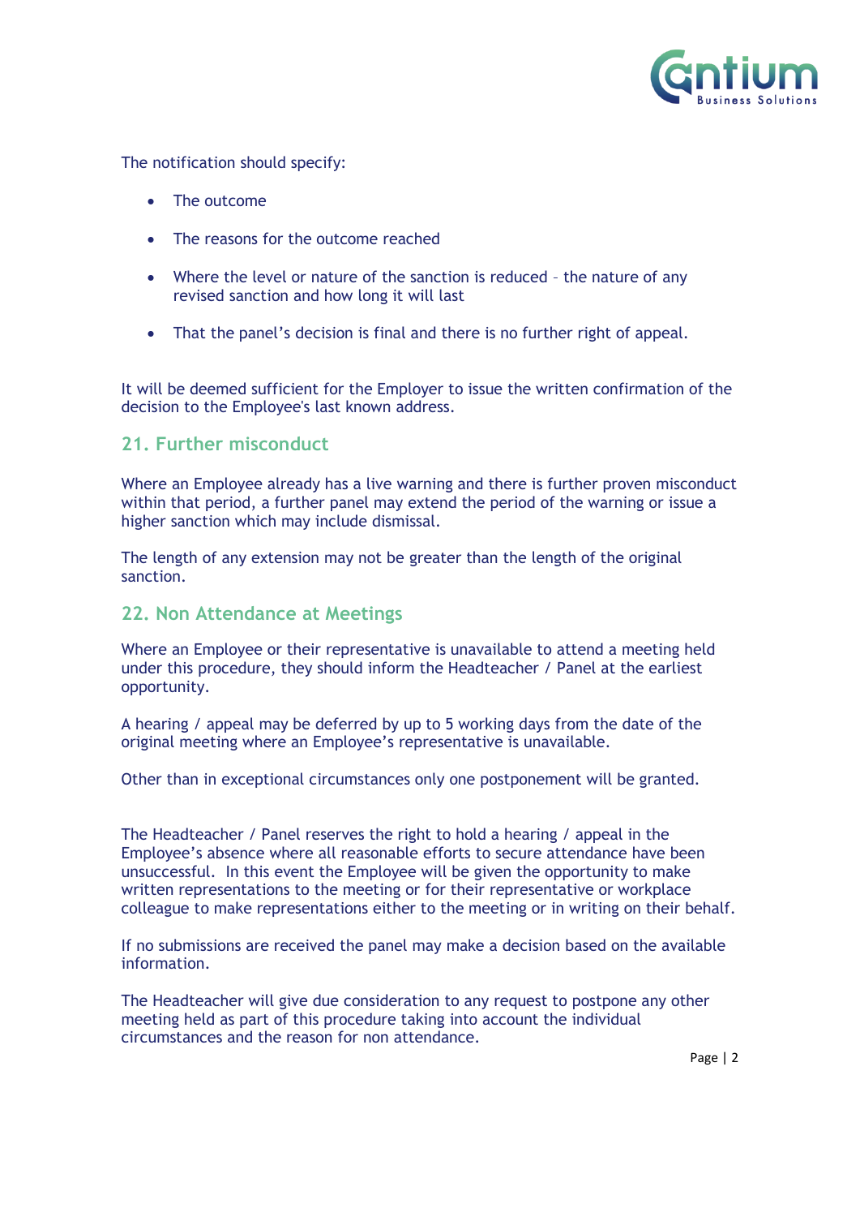The notification should specify:

- The outcome
- The reasons for the outcome reached
- Where the level or nature of the sanction is reduced – the nature of any revised sanction and how long it will last
- That the panel's decision is final and there is no further right of appeal.

It will be deemed sufficient for the Employer to issue the written confirmation of the decision to the Employee's last known address.

## 21. Further misconduct

Where an Employee already has a live warning and there is further proven misconduct within that period, a further panel may extend the period of the warning or issue a higher sanction which may include dismissal.

The length of any extension may not be greater than the length of the original sanction.

## 22. Non Attendance at Meetings

Where an Employee or their representative is unavailable to attend a meeting held under this procedure, they should inform the Headteacher / Panel at the earliest opportunity.

A hearing / appeal may be deferred by up to 5 working days from the date of the original meeting where an Employee's representative is unavailable.

Other than in exceptional circumstances only one postponement will be granted.

The Headteacher / Panel reserves the right to hold a hearing / appeal in the Employee's absence where all reasonable efforts to secure attendance have been unsuccessful. In this event the Employee will be given the opportunity to make written representations to the meeting or for their representative or workplace colleague to make representations either to the meeting or in writing on their behalf.

If no submissions are received the panel may make a decision based on the available information.

The Headteacher will give due consideration to any request to postpone any other meeting held as part of this procedure taking into account the individual circumstances and the reason for non attendance.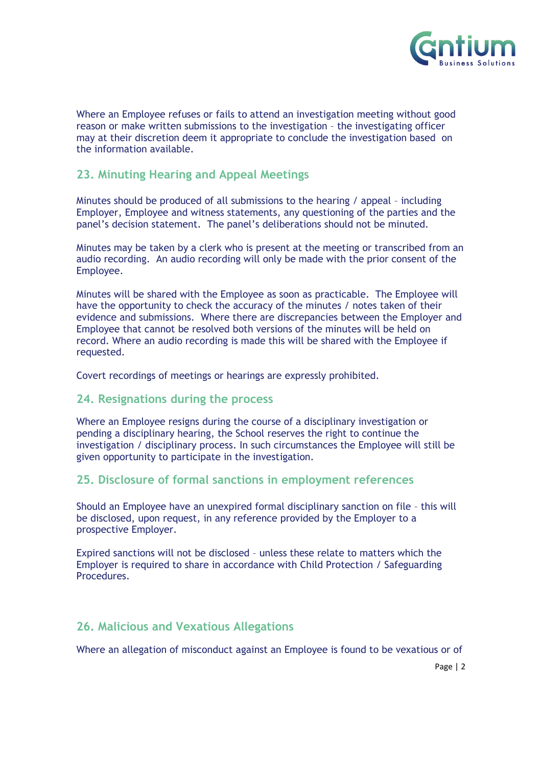Where an Employee refuses or fails to attend an investigation meeting without good reason or make written submissions to the investigation – the investigating officer may at their discretion deem it appropriate to conclude the investigation based on the information available.

## 23. Minuting Hearing and Appeal Meetings

Minutes should be produced of all submissions to the hearing / appeal – including Employer, Employee and witness statements, any questioning of the parties and the panel's decision statement. The panel's deliberations should not be minuted.

Minutes may be taken by a clerk who is present at the meeting or transcribed from an audio recording. An audio recording will only be made with the prior consent of the Employee.

Minutes will be shared with the Employee as soon as practicable. The Employee will have the opportunity to check the accuracy of the minutes / notes taken of their evidence and submissions. Where there are discrepancies between the Employer and Employee that cannot be resolved both versions of the minutes will be held on record. Where an audio recording is made this will be shared with the Employee if requested.

Covert recordings of meetings or hearings are expressly prohibited.

## 24. Resignations during the process

Where an Employee resigns during the course of a disciplinary investigation or pending a disciplinary hearing, the School reserves the right to continue the investigation / disciplinary process. In such circumstances the Employee will still be given opportunity to participate in the investigation.

## 25. Disclosure of formal sanctions in employment references

Should an Employee have an unexpired formal disciplinary sanction on file – this will be disclosed, upon request, in any reference provided by the Employer to a prospective Employer.

Expired sanctions will not be disclosed – unless these relate to matters which the Employer is required to share in accordance with Child Protection / Safeguarding Procedures.

## 26. Malicious and Vexatious Allegations

Where an allegation of misconduct against an Employee is found to be vexatious or of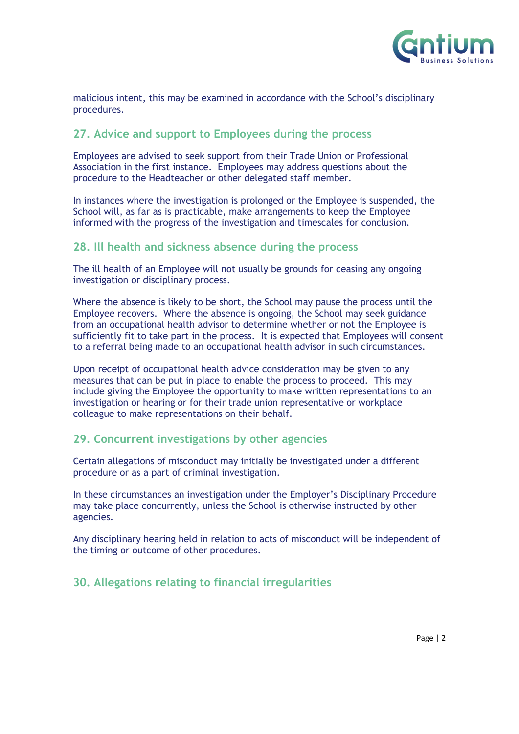malicious intent, this may be examined in accordance with the School's disciplinary procedures.

## 27. Advice and support to Employees during the process

Employees are advised to seek support from their Trade Union or Professional Association in the first instance. Employees may address questions about the procedure to the Headteacher or other delegated staff member.

In instances where the investigation is prolonged or the Employee is suspended, the School will, as far as is practicable, make arrangements to keep the Employee informed with the progress of the investigation and timescales for conclusion.

## 28. Ill health and sickness absence during the process

The ill health of an Employee will not usually be grounds for ceasing any ongoing investigation or disciplinary process.

Where the absence is likely to be short, the School may pause the process until the Employee recovers. Where the absence is ongoing, the School may seek guidance from an occupational health advisor to determine whether or not the Employee is sufficiently fit to take part in the process. It is expected that Employees will consent to a referral being made to an occupational health advisor in such circumstances.

Upon receipt of occupational health advice consideration may be given to any measures that can be put in place to enable the process to proceed. This may include giving the Employee the opportunity to make written representations to an investigation or hearing or for their trade union representative or workplace colleague to make representations on their behalf.

## 29. Concurrent investigations by other agencies

Certain allegations of misconduct may initially be investigated under a different procedure or as a part of criminal investigation.

In these circumstances an investigation under the Employer's Disciplinary Procedure may take place concurrently, unless the School is otherwise instructed by other agencies.

Any disciplinary hearing held in relation to acts of misconduct will be independent of the timing or outcome of other procedures.

## 30. Allegations relating to financial irregularities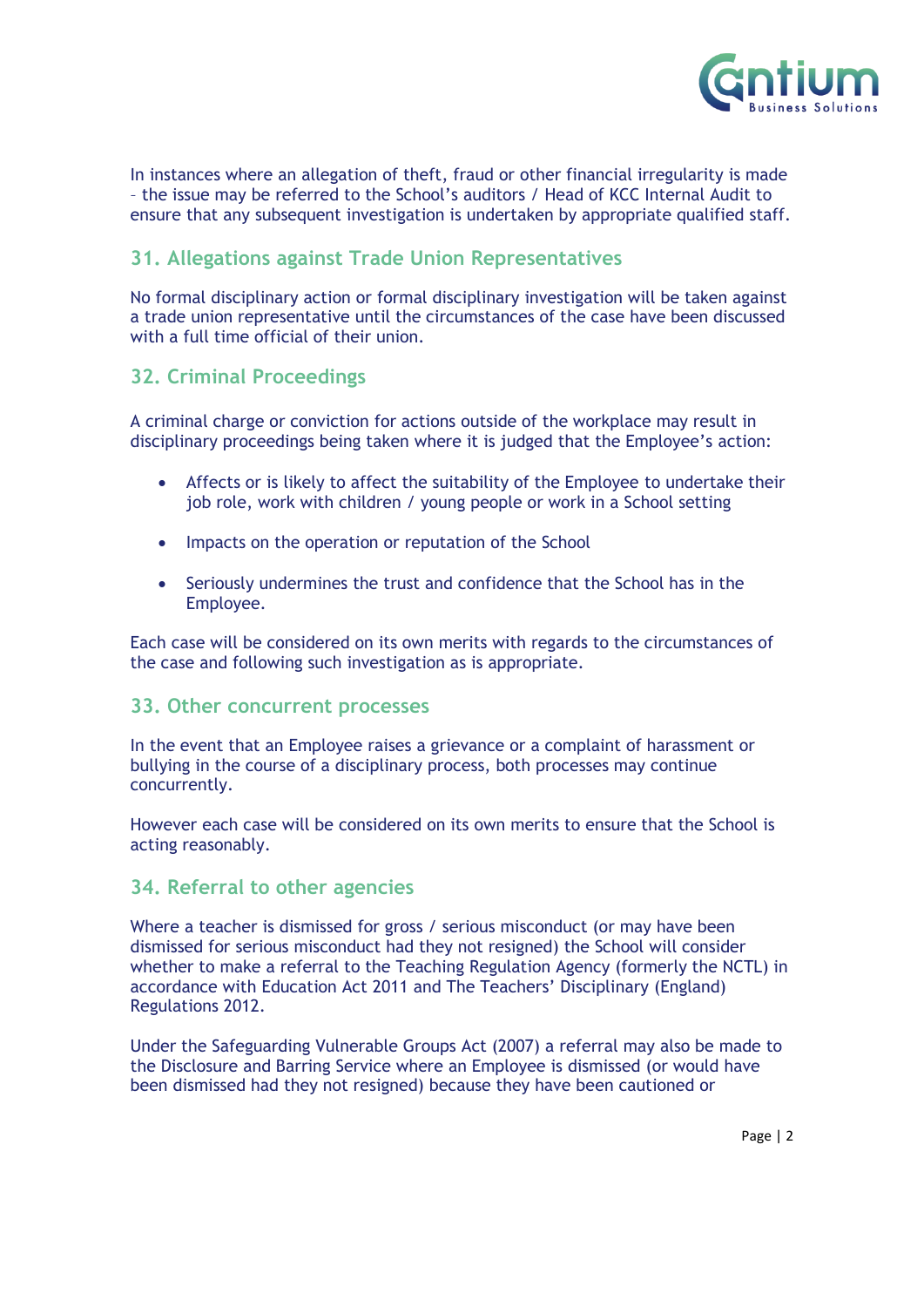In instances where an allegation of theft, fraud or other financial irregularity is made – the issue may be referred to the School's auditors / Head of KCC Internal Audit to ensure that any subsequent investigation is undertaken by appropriate qualified staff.

## 31. Allegations against Trade Union Representatives

No formal disciplinary action or formal disciplinary investigation will be taken against a trade union representative until the circumstances of the case have been discussed with a full time official of their union.

## 32. Criminal Proceedings

A criminal charge or conviction for actions outside of the workplace may result in disciplinary proceedings being taken where it is judged that the Employee's action:

- Affects or is likely to affect the suitability of the Employee to undertake their job role, work with children / young people or work in a School setting
- Impacts on the operation or reputation of the School
- Seriously undermines the trust and confidence that the School has in the Employee.

Each case will be considered on its own merits with regards to the circumstances of the case and following such investigation as is appropriate.

## 33. Other concurrent processes

In the event that an Employee raises a grievance or a complaint of harassment or bullying in the course of a disciplinary process, both processes may continue concurrently.

However each case will be considered on its own merits to ensure that the School is acting reasonably.

## 34. Referral to other agencies

Where a teacher is dismissed for gross / serious misconduct (or may have been dismissed for serious misconduct had they not resigned) the School will consider whether to make a referral to the Teaching Regulation Agency (formerly the NCTL) in accordance with Education Act 2011 and The Teachers' Disciplinary (England) Regulations 2012.

Under the Safeguarding Vulnerable Groups Act (2007) a referral may also be made to the Disclosure and Barring Service where an Employee is dismissed (or would have been dismissed had they not resigned) because they have been cautioned or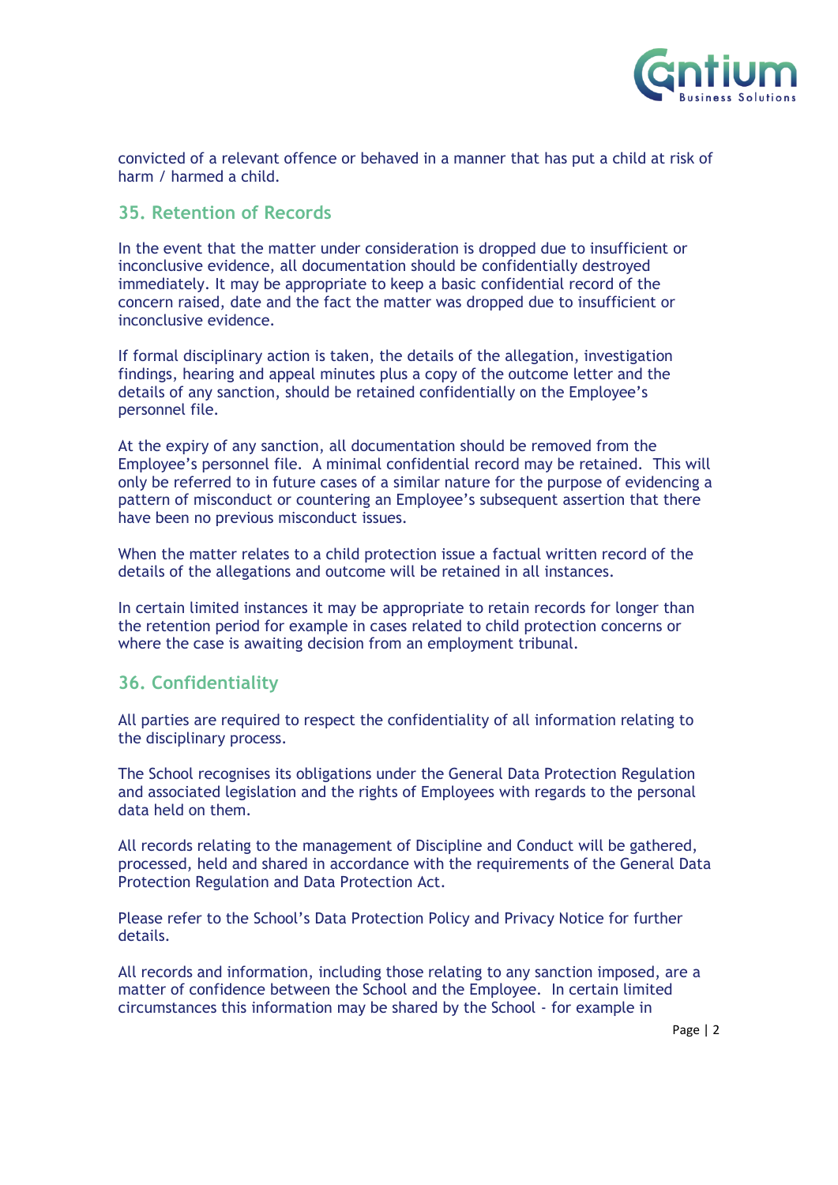convicted of a relevant offence or behaved in a manner that has put a child at risk of harm / harmed a child.

## 35. Retention of Records

In the event that the matter under consideration is dropped due to insufficient or inconclusive evidence, all documentation should be confidentially destroyed immediately. It may be appropriate to keep a basic confidential record of the concern raised, date and the fact the matter was dropped due to insufficient or inconclusive evidence.

If formal disciplinary action is taken, the details of the allegation, investigation findings, hearing and appeal minutes plus a copy of the outcome letter and the details of any sanction, should be retained confidentially on the Employee's personnel file.

At the expiry of any sanction, all documentation should be removed from the Employee's personnel file. A minimal confidential record may be retained. This will only be referred to in future cases of a similar nature for the purpose of evidencing a pattern of misconduct or countering an Employee's subsequent assertion that there have been no previous misconduct issues.

When the matter relates to a child protection issue a factual written record of the details of the allegations and outcome will be retained in all instances.

In certain limited instances it may be appropriate to retain records for longer than the retention period for example in cases related to child protection concerns or where the case is awaiting decision from an employment tribunal.

## 36. Confidentiality

All parties are required to respect the confidentiality of all information relating to the disciplinary process.

The School recognises its obligations under the General Data Protection Regulation and associated legislation and the rights of Employees with regards to the personal data held on them.

All records relating to the management of Discipline and Conduct will be gathered, processed, held and shared in accordance with the requirements of the General Data Protection Regulation and Data Protection Act.

Please refer to the School's Data Protection Policy and Privacy Notice for further details.

All records and information, including those relating to any sanction imposed, are a matter of confidence between the School and the Employee. In certain limited circumstances this information may be shared by the School - for example in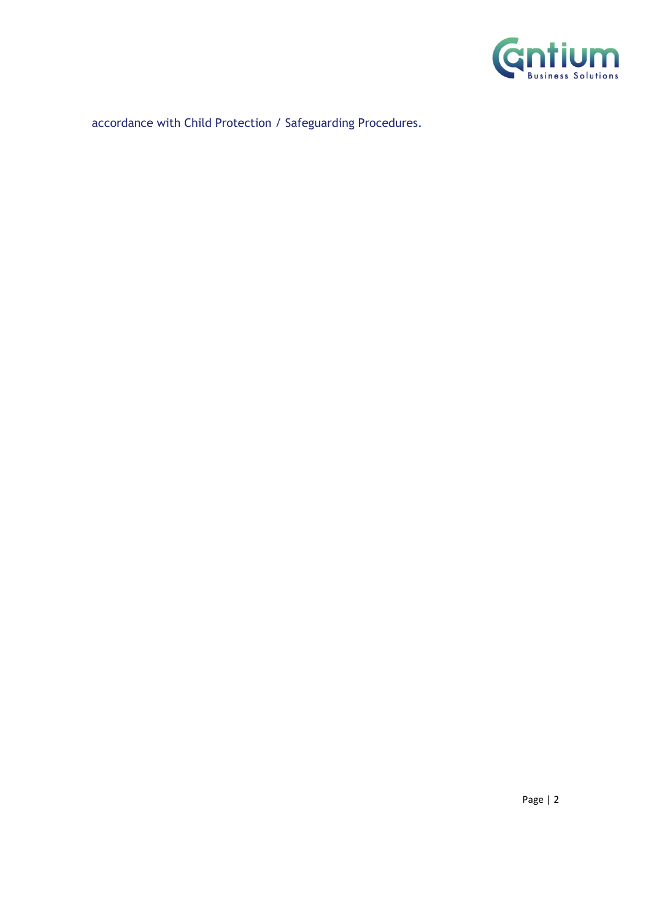accordance with Child Protection / Safeguarding Procedures.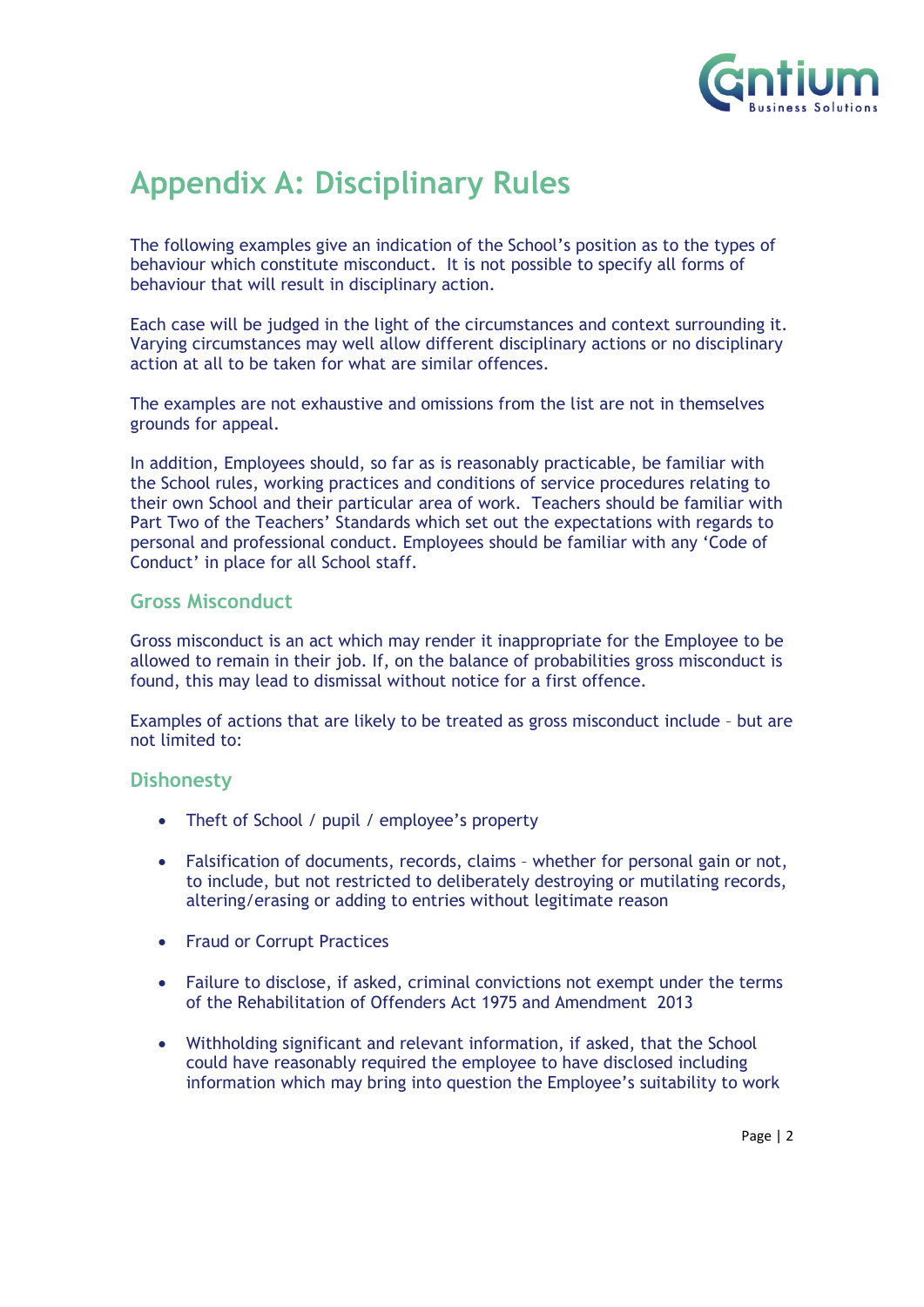# Appendix A: Disciplinary Rules

The following examples give an indication of the School's position as to the types of behaviour which constitute misconduct. It is not possible to specify all forms of behaviour that will result in disciplinary action.

Each case will be judged in the light of the circumstances and context surrounding it. Varying circumstances may well allow different disciplinary actions or no disciplinary action at all to be taken for what are similar offences.

The examples are not exhaustive and omissions from the list are not in themselves grounds for appeal.

In addition, Employees should, so far as is reasonably practicable, be familiar with the School rules, working practices and conditions of service procedures relating to their own School and their particular area of work. Teachers should be familiar with Part Two of the Teachers' Standards which set out the expectations with regards to personal and professional conduct. Employees should be familiar with any 'Code of Conduct' in place for all School staff.

## Gross Misconduct

Gross misconduct is an act which may render it inappropriate for the Employee to be allowed to remain in their job. If, on the balance of probabilities gross misconduct is found, this may lead to dismissal without notice for a first offence.

Examples of actions that are likely to be treated as gross misconduct include – but are not limited to:

## Dishonesty

- Theft of School / pupil / employee's property
- Falsification of documents, records, claims – whether for personal gain or not, to include, but not restricted to deliberately destroying or mutilating records, altering/erasing or adding to entries without legitimate reason
- Fraud or Corrupt Practices
- Failure to disclose, if asked, criminal convictions not exempt under the terms of the Rehabilitation of Offenders Act 1975 and Amendment 2013
- Withholding significant and relevant information, if asked, that the School could have reasonably required the employee to have disclosed including information which may bring into question the Employee's suitability to work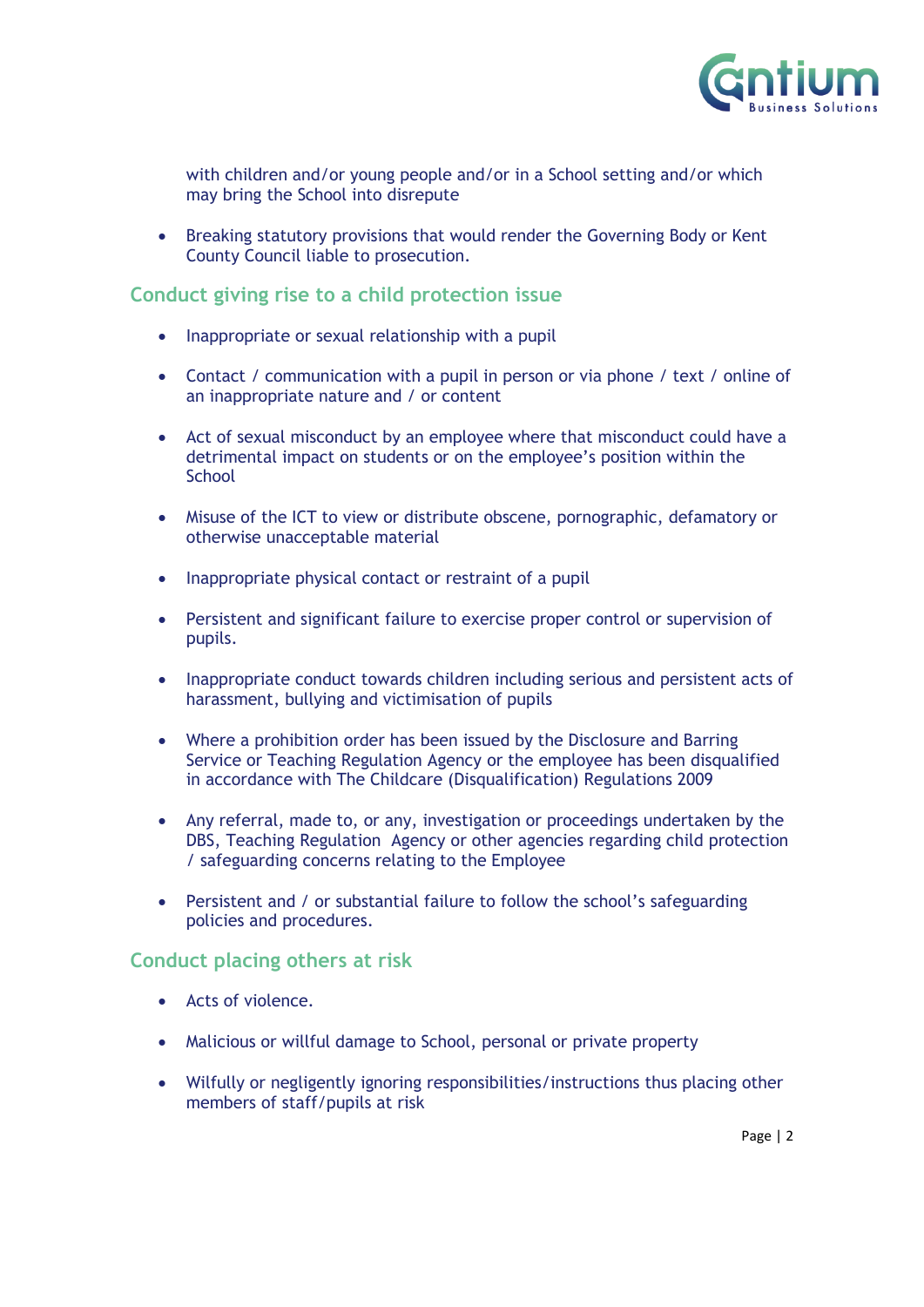with children and/or young people and/or in a School setting and/or which may bring the School into disrepute

- Breaking statutory provisions that would render the Governing Body or Kent County Council liable to prosecution.

## Conduct giving rise to a child protection issue

- Inappropriate or sexual relationship with a pupil
- Contact / communication with a pupil in person or via phone / text / online of an inappropriate nature and / or content
- Act of sexual misconduct by an employee where that misconduct could have a detrimental impact on students or on the employee's position within the School
- Misuse of the ICT to view or distribute obscene, pornographic, defamatory or otherwise unacceptable material
- Inappropriate physical contact or restraint of a pupil
- Persistent and significant failure to exercise proper control or supervision of pupils.
- Inappropriate conduct towards children including serious and persistent acts of harassment, bullying and victimisation of pupils
- Where a prohibition order has been issued by the Disclosure and Barring Service or Teaching Regulation Agency or the employee has been disqualified in accordance with The Childcare (Disqualification) Regulations 2009
- Any referral, made to, or any, investigation or proceedings undertaken by the DBS, Teaching Regulation Agency or other agencies regarding child protection / safeguarding concerns relating to the Employee
- Persistent and / or substantial failure to follow the school's safeguarding policies and procedures.

## Conduct placing others at risk

- Acts of violence.
- Malicious or willful damage to School, personal or private property
- Wilfully or negligently ignoring responsibilities/instructions thus placing other members of staff/pupils at risk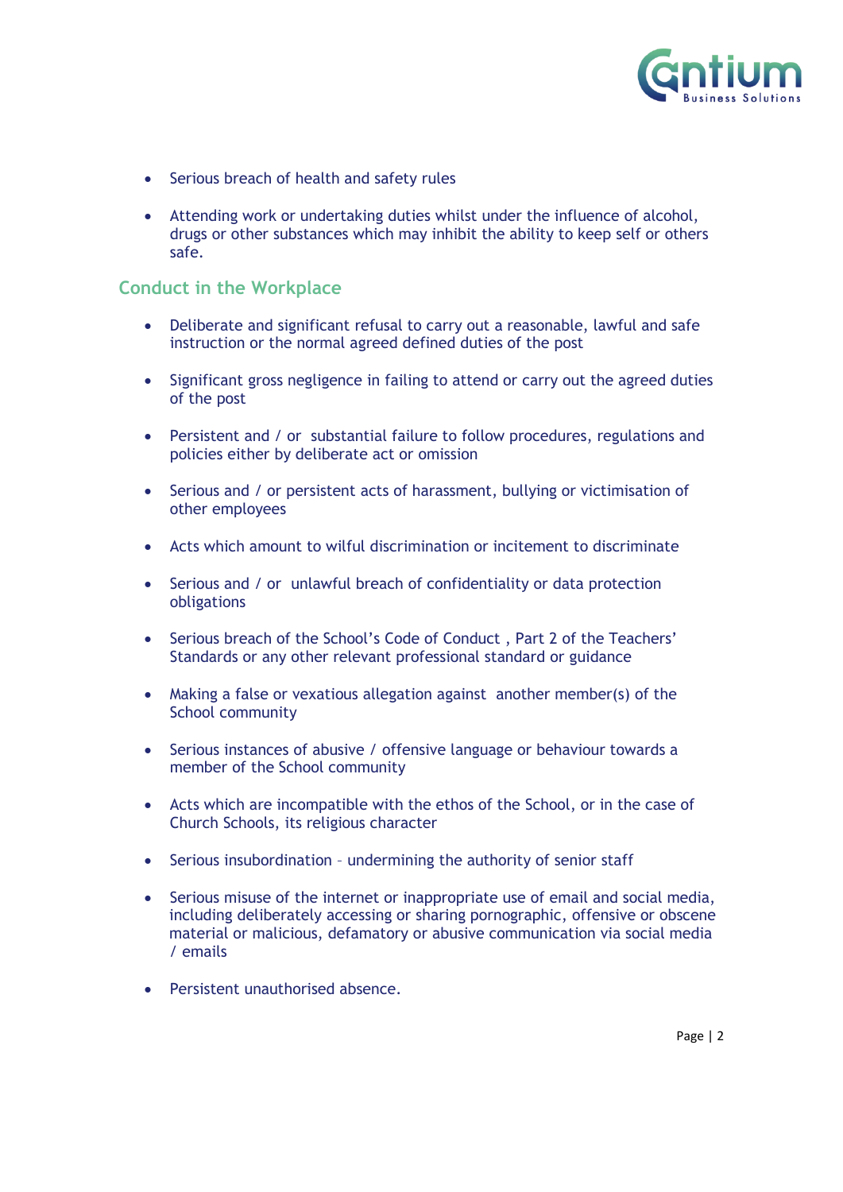- Serious breach of health and safety rules

- Attending work or undertaking duties whilst under the influence of alcohol, drugs or other substances which may inhibit the ability to keep self or others safe.

## Conduct in the Workplace

- Deliberate and significant refusal to carry out a reasonable, lawful and safe instruction or the normal agreed defined duties of the post

- Significant gross negligence in failing to attend or carry out the agreed duties of the post

- Persistent and / or substantial failure to follow procedures, regulations and policies either by deliberate act or omission

- Serious and / or persistent acts of harassment, bullying or victimisation of other employees

- Acts which amount to wilful discrimination or incitement to discriminate

- Serious and / or unlawful breach of confidentiality or data protection obligations

- Serious breach of the School's Code of Conduct , Part 2 of the Teachers' Standards or any other relevant professional standard or guidance

- Making a false or vexatious allegation against another member(s) of the School community

- Serious instances of abusive / offensive language or behaviour towards a member of the School community

- Acts which are incompatible with the ethos of the School, or in the case of Church Schools, its religious character

- Serious insubordination – undermining the authority of senior staff

- Serious misuse of the internet or inappropriate use of email and social media, including deliberately accessing or sharing pornographic, offensive or obscene material or malicious, defamatory or abusive communication via social media / emails

- Persistent unauthorised absence.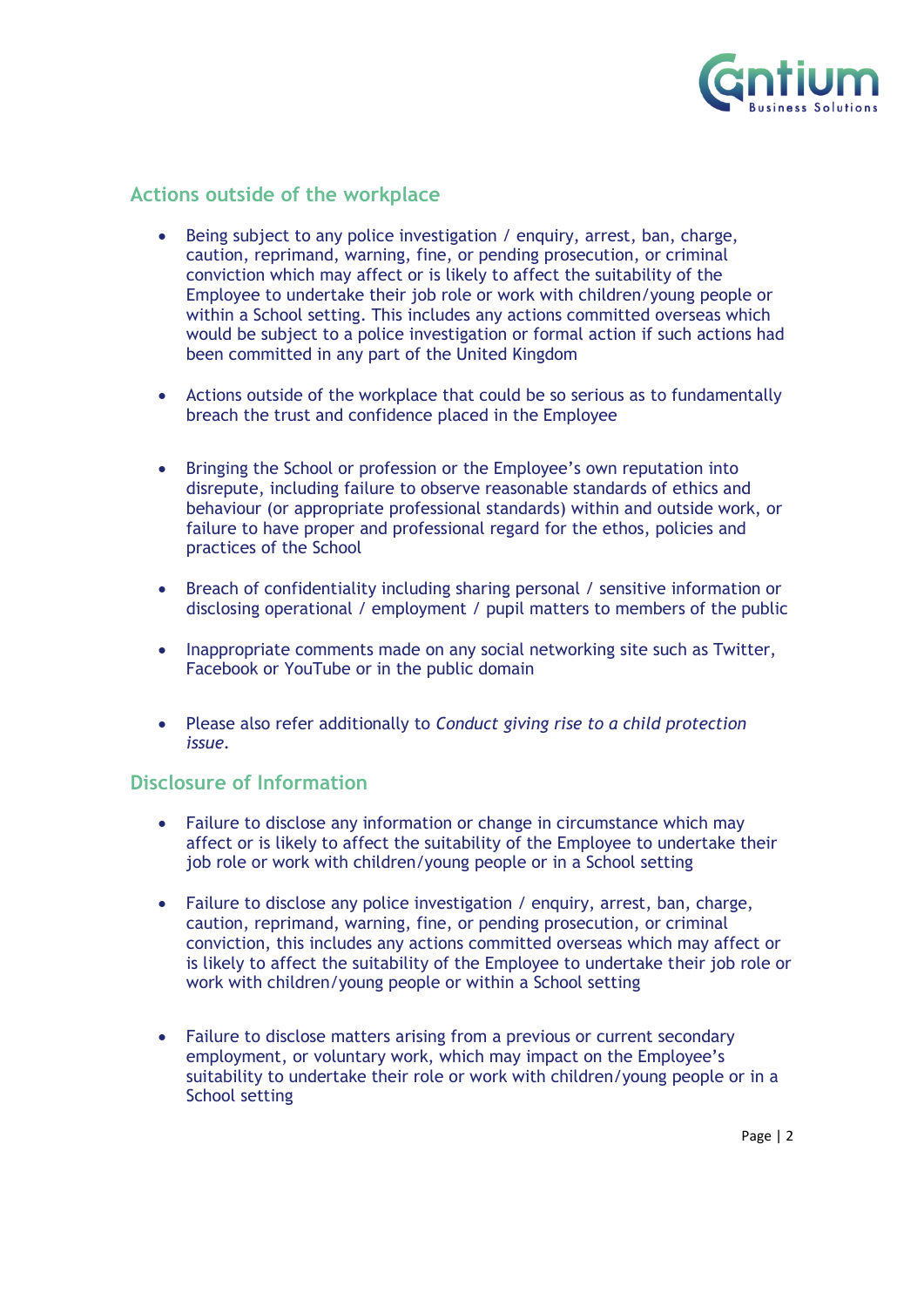## Actions outside of the workplace

- Being subject to any police investigation / enquiry, arrest, ban, charge, caution, reprimand, warning, fine, or pending prosecution, or criminal conviction which may affect or is likely to affect the suitability of the Employee to undertake their job role or work with children/young people or within a School setting. This includes any actions committed overseas which would be subject to a police investigation or formal action if such actions had been committed in any part of the United Kingdom
- Actions outside of the workplace that could be so serious as to fundamentally breach the trust and confidence placed in the Employee
- Bringing the School or profession or the Employee's own reputation into disrepute, including failure to observe reasonable standards of ethics and behaviour (or appropriate professional standards) within and outside work, or failure to have proper and professional regard for the ethos, policies and practices of the School
- Breach of confidentiality including sharing personal / sensitive information or disclosing operational / employment / pupil matters to members of the public
- Inappropriate comments made on any social networking site such as Twitter, Facebook or YouTube or in the public domain
- Please also refer additionally to *Conduct giving rise to a child protection issue*.

## Disclosure of Information

- Failure to disclose any information or change in circumstance which may affect or is likely to affect the suitability of the Employee to undertake their job role or work with children/young people or in a School setting
- Failure to disclose any police investigation / enquiry, arrest, ban, charge, caution, reprimand, warning, fine, or pending prosecution, or criminal conviction, this includes any actions committed overseas which may affect or is likely to affect the suitability of the Employee to undertake their job role or work with children/young people or within a School setting
- Failure to disclose matters arising from a previous or current secondary employment, or voluntary work, which may impact on the Employee's suitability to undertake their role or work with children/young people or in a School setting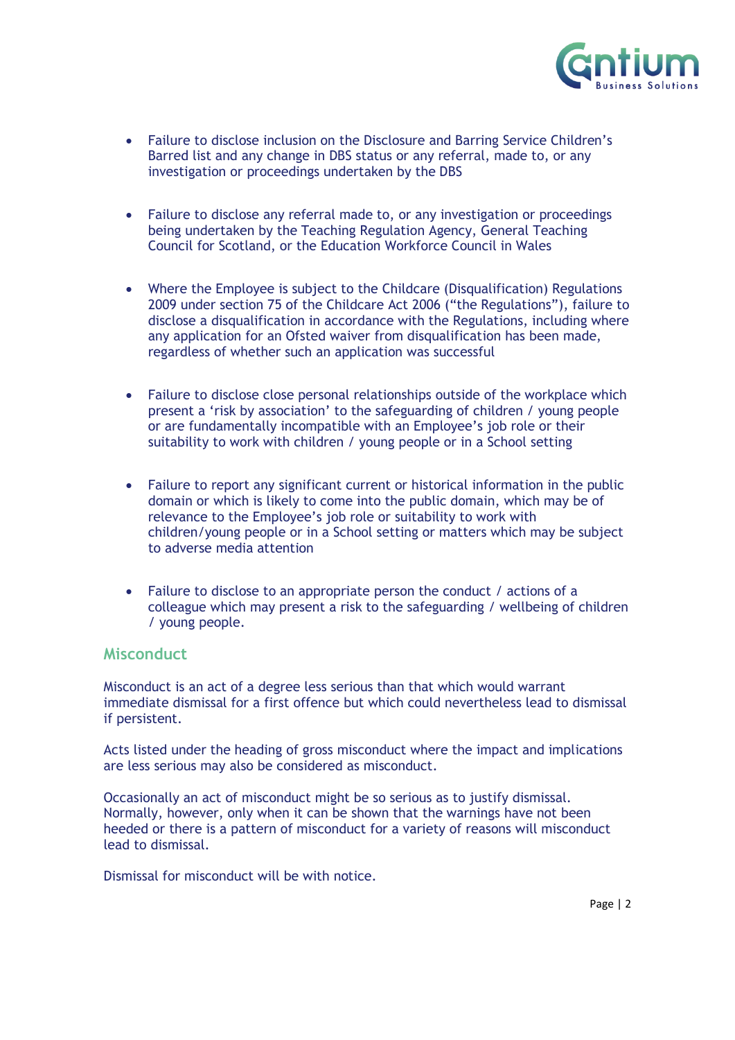- Failure to disclose inclusion on the Disclosure and Barring Service Children's Barred list and any change in DBS status or any referral, made to, or any investigation or proceedings undertaken by the DBS

- Failure to disclose any referral made to, or any investigation or proceedings being undertaken by the Teaching Regulation Agency, General Teaching Council for Scotland, or the Education Workforce Council in Wales

- Where the Employee is subject to the Childcare (Disqualification) Regulations 2009 under section 75 of the Childcare Act 2006 ("the Regulations"), failure to disclose a disqualification in accordance with the Regulations, including where any application for an Ofsted waiver from disqualification has been made, regardless of whether such an application was successful

- Failure to disclose close personal relationships outside of the workplace which present a 'risk by association' to the safeguarding of children / young people or are fundamentally incompatible with an Employee's job role or their suitability to work with children / young people or in a School setting

- Failure to report any significant current or historical information in the public domain or which is likely to come into the public domain, which may be of relevance to the Employee's job role or suitability to work with children/young people or in a School setting or matters which may be subject to adverse media attention

- Failure to disclose to an appropriate person the conduct / actions of a colleague which may present a risk to the safeguarding / wellbeing of children / young people.

## Misconduct

Misconduct is an act of a degree less serious than that which would warrant immediate dismissal for a first offence but which could nevertheless lead to dismissal if persistent.

Acts listed under the heading of gross misconduct where the impact and implications are less serious may also be considered as misconduct.

Occasionally an act of misconduct might be so serious as to justify dismissal. Normally, however, only when it can be shown that the warnings have not been heeded or there is a pattern of misconduct for a variety of reasons will misconduct lead to dismissal.

Dismissal for misconduct will be with notice.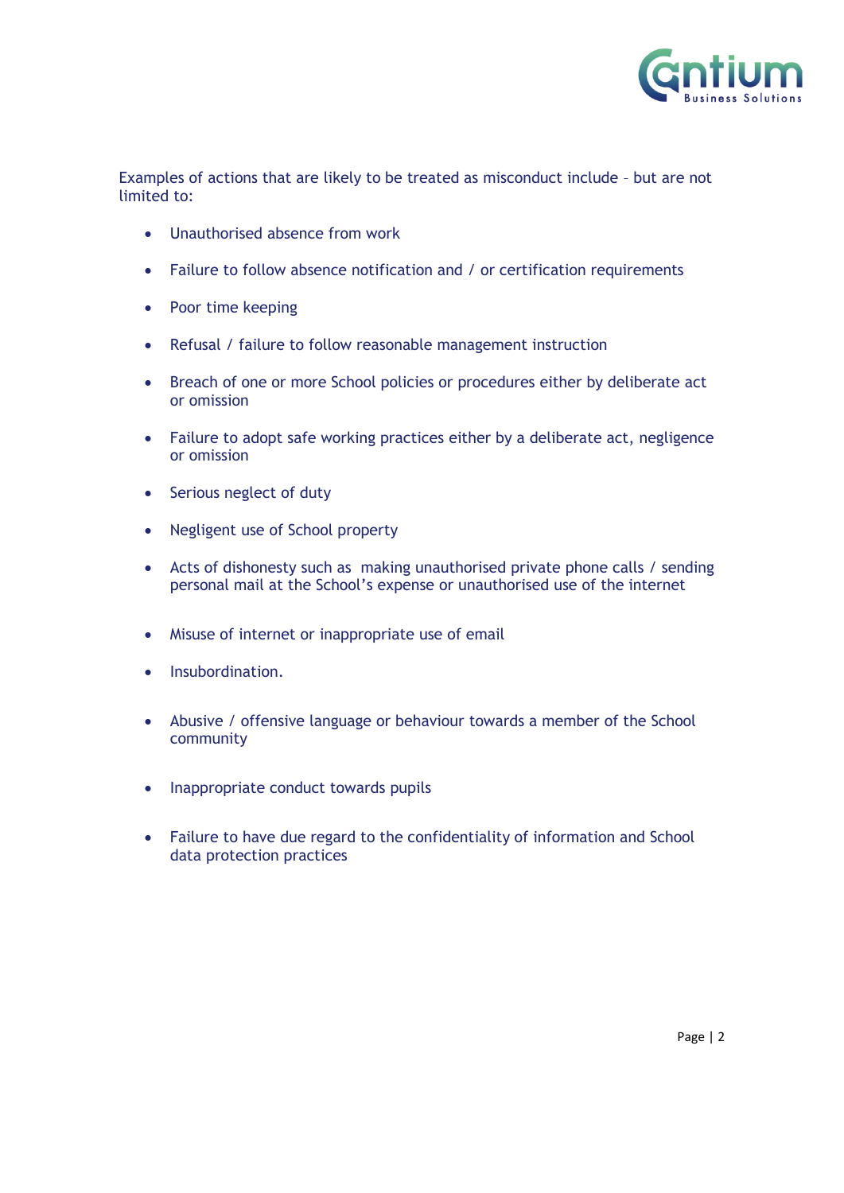Examples of actions that are likely to be treated as misconduct include – but are not limited to:

- Unauthorised absence from work
- Failure to follow absence notification and / or certification requirements
- Poor time keeping
- Refusal / failure to follow reasonable management instruction
- Breach of one or more School policies or procedures either by deliberate act or omission
- Failure to adopt safe working practices either by a deliberate act, negligence or omission
- Serious neglect of duty
- Negligent use of School property
- Acts of dishonesty such as making unauthorised private phone calls / sending personal mail at the School's expense or unauthorised use of the internet
- Misuse of internet or inappropriate use of email
- Insubordination.
- Abusive / offensive language or behaviour towards a member of the School community
- Inappropriate conduct towards pupils
- Failure to have due regard to the confidentiality of information and School data protection practices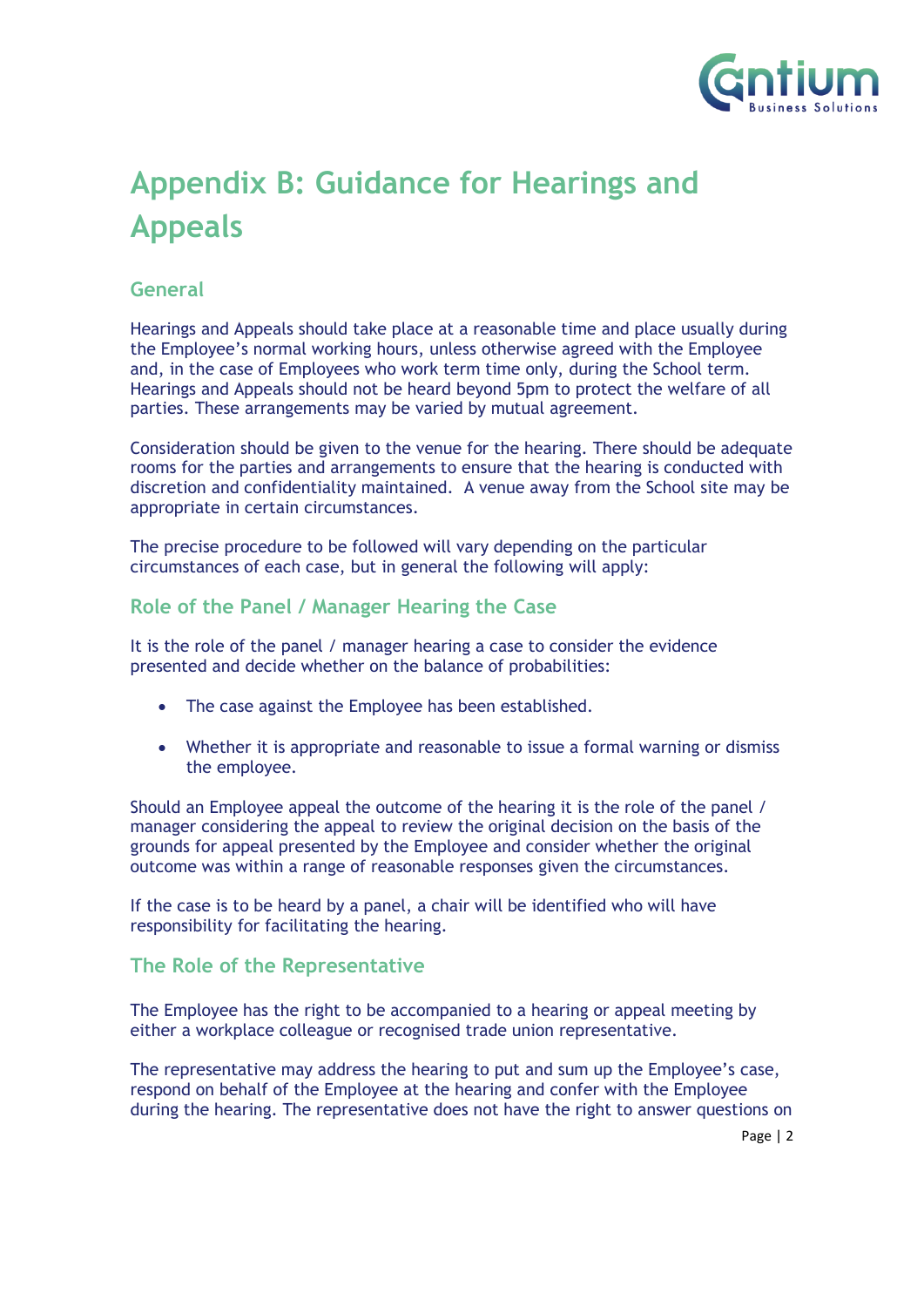# Appendix B: Guidance for Hearings and Appeals

## General

Hearings and Appeals should take place at a reasonable time and place usually during the Employee's normal working hours, unless otherwise agreed with the Employee and, in the case of Employees who work term time only, during the School term. Hearings and Appeals should not be heard beyond 5pm to protect the welfare of all parties. These arrangements may be varied by mutual agreement.

Consideration should be given to the venue for the hearing. There should be adequate rooms for the parties and arrangements to ensure that the hearing is conducted with discretion and confidentiality maintained. A venue away from the School site may be appropriate in certain circumstances.

The precise procedure to be followed will vary depending on the particular circumstances of each case, but in general the following will apply:

## Role of the Panel / Manager Hearing the Case

It is the role of the panel / manager hearing a case to consider the evidence presented and decide whether on the balance of probabilities:

- The case against the Employee has been established.
- Whether it is appropriate and reasonable to issue a formal warning or dismiss the employee.

Should an Employee appeal the outcome of the hearing it is the role of the panel / manager considering the appeal to review the original decision on the basis of the grounds for appeal presented by the Employee and consider whether the original outcome was within a range of reasonable responses given the circumstances.

If the case is to be heard by a panel, a chair will be identified who will have responsibility for facilitating the hearing.

## The Role of the Representative

The Employee has the right to be accompanied to a hearing or appeal meeting by either a workplace colleague or recognised trade union representative.

The representative may address the hearing to put and sum up the Employee's case, respond on behalf of the Employee at the hearing and confer with the Employee during the hearing. The representative does not have the right to answer questions on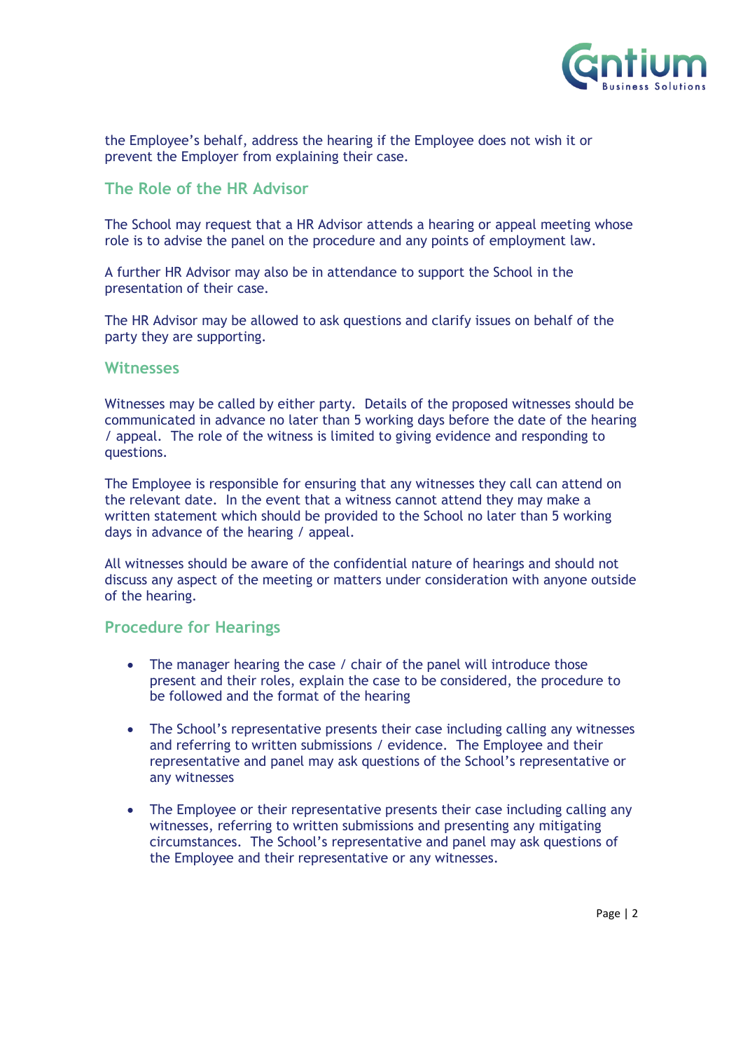the Employee's behalf, address the hearing if the Employee does not wish it or prevent the Employer from explaining their case.

## The Role of the HR Advisor

The School may request that a HR Advisor attends a hearing or appeal meeting whose role is to advise the panel on the procedure and any points of employment law.

A further HR Advisor may also be in attendance to support the School in the presentation of their case.

The HR Advisor may be allowed to ask questions and clarify issues on behalf of the party they are supporting.

## Witnesses

Witnesses may be called by either party. Details of the proposed witnesses should be communicated in advance no later than 5 working days before the date of the hearing / appeal. The role of the witness is limited to giving evidence and responding to questions.

The Employee is responsible for ensuring that any witnesses they call can attend on the relevant date. In the event that a witness cannot attend they may make a written statement which should be provided to the School no later than 5 working days in advance of the hearing / appeal.

All witnesses should be aware of the confidential nature of hearings and should not discuss any aspect of the meeting or matters under consideration with anyone outside of the hearing.

## Procedure for Hearings

- The manager hearing the case / chair of the panel will introduce those present and their roles, explain the case to be considered, the procedure to be followed and the format of the hearing

- The School's representative presents their case including calling any witnesses and referring to written submissions / evidence. The Employee and their representative and panel may ask questions of the School's representative or any witnesses

- The Employee or their representative presents their case including calling any witnesses, referring to written submissions and presenting any mitigating circumstances. The School's representative and panel may ask questions of the Employee and their representative or any witnesses.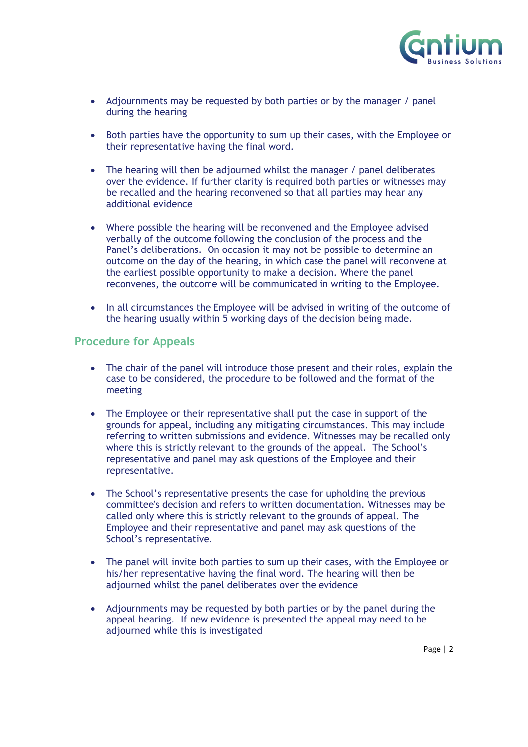- Adjournments may be requested by both parties or by the manager / panel during the hearing

- Both parties have the opportunity to sum up their cases, with the Employee or their representative having the final word.

- The hearing will then be adjourned whilst the manager / panel deliberates over the evidence. If further clarity is required both parties or witnesses may be recalled and the hearing reconvened so that all parties may hear any additional evidence

- Where possible the hearing will be reconvened and the Employee advised verbally of the outcome following the conclusion of the process and the Panel's deliberations. On occasion it may not be possible to determine an outcome on the day of the hearing, in which case the panel will reconvene at the earliest possible opportunity to make a decision. Where the panel reconvenes, the outcome will be communicated in writing to the Employee.

- In all circumstances the Employee will be advised in writing of the outcome of the hearing usually within 5 working days of the decision being made.

## Procedure for Appeals

- The chair of the panel will introduce those present and their roles, explain the case to be considered, the procedure to be followed and the format of the meeting

- The Employee or their representative shall put the case in support of the grounds for appeal, including any mitigating circumstances. This may include referring to written submissions and evidence. Witnesses may be recalled only where this is strictly relevant to the grounds of the appeal. The School's representative and panel may ask questions of the Employee and their representative.

- The School's representative presents the case for upholding the previous committee's decision and refers to written documentation. Witnesses may be called only where this is strictly relevant to the grounds of appeal. The Employee and their representative and panel may ask questions of the School's representative.

- The panel will invite both parties to sum up their cases, with the Employee or his/her representative having the final word. The hearing will then be adjourned whilst the panel deliberates over the evidence

- Adjournments may be requested by both parties or by the panel during the appeal hearing. If new evidence is presented the appeal may need to be adjourned while this is investigated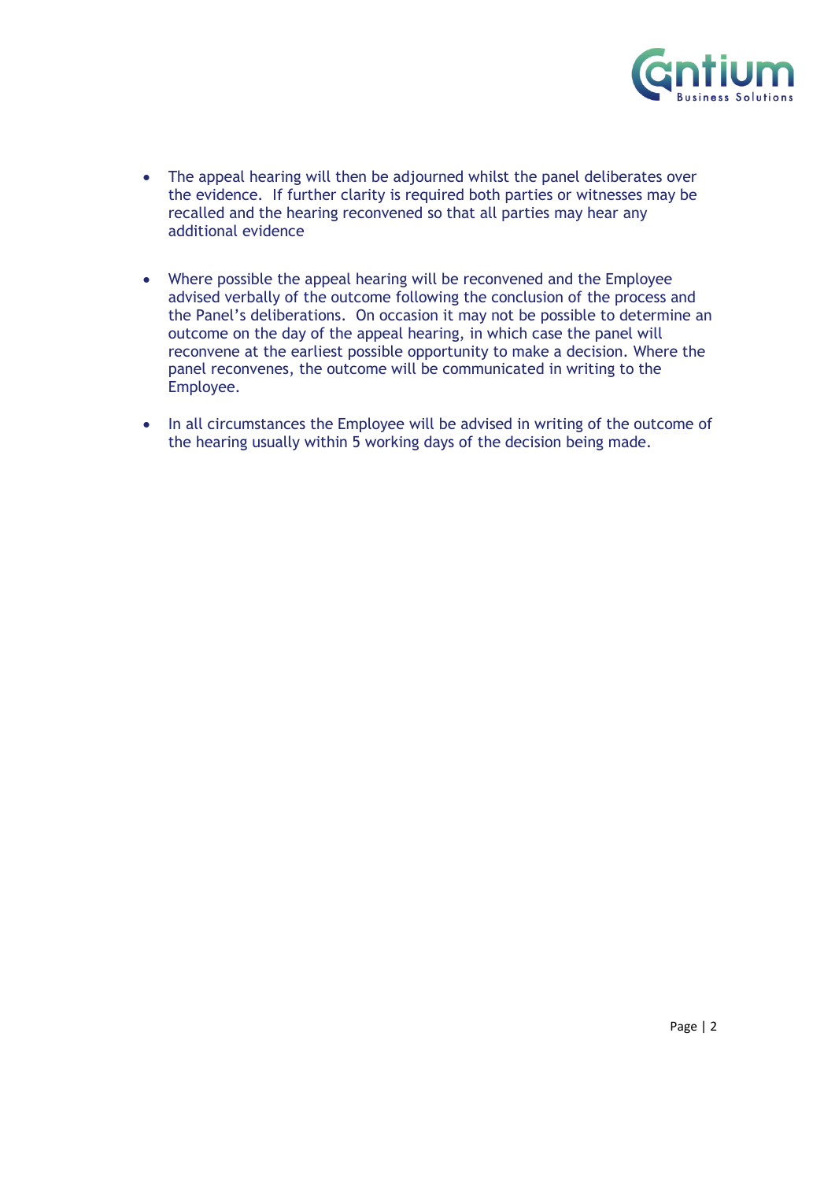- The appeal hearing will then be adjourned whilst the panel deliberates over the evidence. If further clarity is required both parties or witnesses may be recalled and the hearing reconvened so that all parties may hear any additional evidence

- Where possible the appeal hearing will be reconvened and the Employee advised verbally of the outcome following the conclusion of the process and the Panel's deliberations. On occasion it may not be possible to determine an outcome on the day of the appeal hearing, in which case the panel will reconvene at the earliest possible opportunity to make a decision. Where the panel reconvenes, the outcome will be communicated in writing to the Employee.

- In all circumstances the Employee will be advised in writing of the outcome of the hearing usually within 5 working days of the decision being made.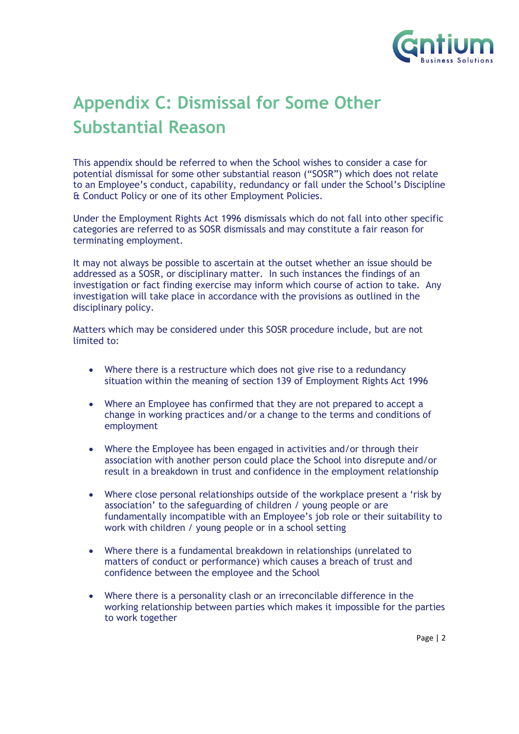# Appendix C: Dismissal for Some Other Substantial Reason

This appendix should be referred to when the School wishes to consider a case for potential dismissal for some other substantial reason ("SOSR") which does not relate to an Employee's conduct, capability, redundancy or fall under the School's Discipline & Conduct Policy or one of its other Employment Policies.

Under the Employment Rights Act 1996 dismissals which do not fall into other specific categories are referred to as SOSR dismissals and may constitute a fair reason for terminating employment.

It may not always be possible to ascertain at the outset whether an issue should be addressed as a SOSR, or disciplinary matter. In such instances the findings of an investigation or fact finding exercise may inform which course of action to take. Any investigation will take place in accordance with the provisions as outlined in the disciplinary policy.

Matters which may be considered under this SOSR procedure include, but are not limited to:

- Where there is a restructure which does not give rise to a redundancy situation within the meaning of section 139 of Employment Rights Act 1996
- Where an Employee has confirmed that they are not prepared to accept a change in working practices and/or a change to the terms and conditions of employment
- Where the Employee has been engaged in activities and/or through their association with another person could place the School into disrepute and/or result in a breakdown in trust and confidence in the employment relationship
- Where close personal relationships outside of the workplace present a 'risk by association' to the safeguarding of children / young people or are fundamentally incompatible with an Employee's job role or their suitability to work with children / young people or in a school setting
- Where there is a fundamental breakdown in relationships (unrelated to matters of conduct or performance) which causes a breach of trust and confidence between the employee and the School
- Where there is a personality clash or an irreconcilable difference in the working relationship between parties which makes it impossible for the parties to work together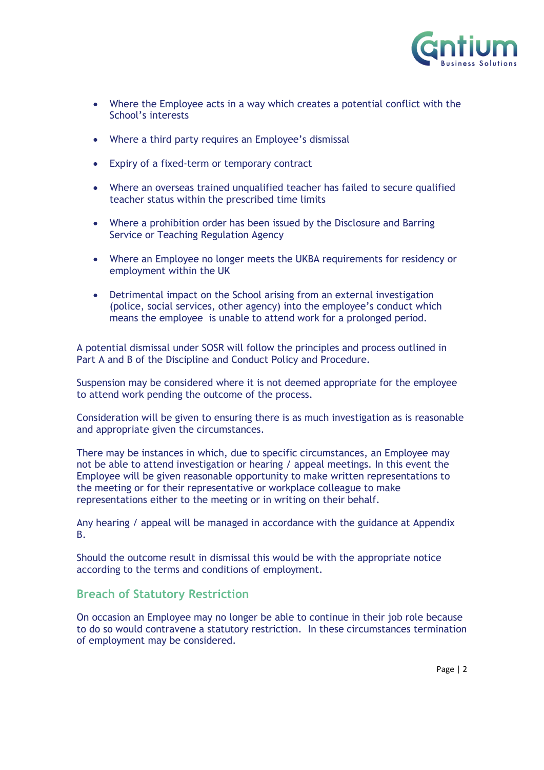- Where the Employee acts in a way which creates a potential conflict with the School's interests
- Where a third party requires an Employee's dismissal
- Expiry of a fixed-term or temporary contract
- Where an overseas trained unqualified teacher has failed to secure qualified teacher status within the prescribed time limits
- Where a prohibition order has been issued by the Disclosure and Barring Service or Teaching Regulation Agency
- Where an Employee no longer meets the UKBA requirements for residency or employment within the UK
- Detrimental impact on the School arising from an external investigation (police, social services, other agency) into the employee's conduct which means the employee is unable to attend work for a prolonged period.

A potential dismissal under SOSR will follow the principles and process outlined in Part A and B of the Discipline and Conduct Policy and Procedure.

Suspension may be considered where it is not deemed appropriate for the employee to attend work pending the outcome of the process.

Consideration will be given to ensuring there is as much investigation as is reasonable and appropriate given the circumstances.

There may be instances in which, due to specific circumstances, an Employee may not be able to attend investigation or hearing / appeal meetings. In this event the Employee will be given reasonable opportunity to make written representations to the meeting or for their representative or workplace colleague to make representations either to the meeting or in writing on their behalf.

Any hearing / appeal will be managed in accordance with the guidance at Appendix B.

Should the outcome result in dismissal this would be with the appropriate notice according to the terms and conditions of employment.

## Breach of Statutory Restriction

On occasion an Employee may no longer be able to continue in their job role because to do so would contravene a statutory restriction. In these circumstances termination of employment may be considered.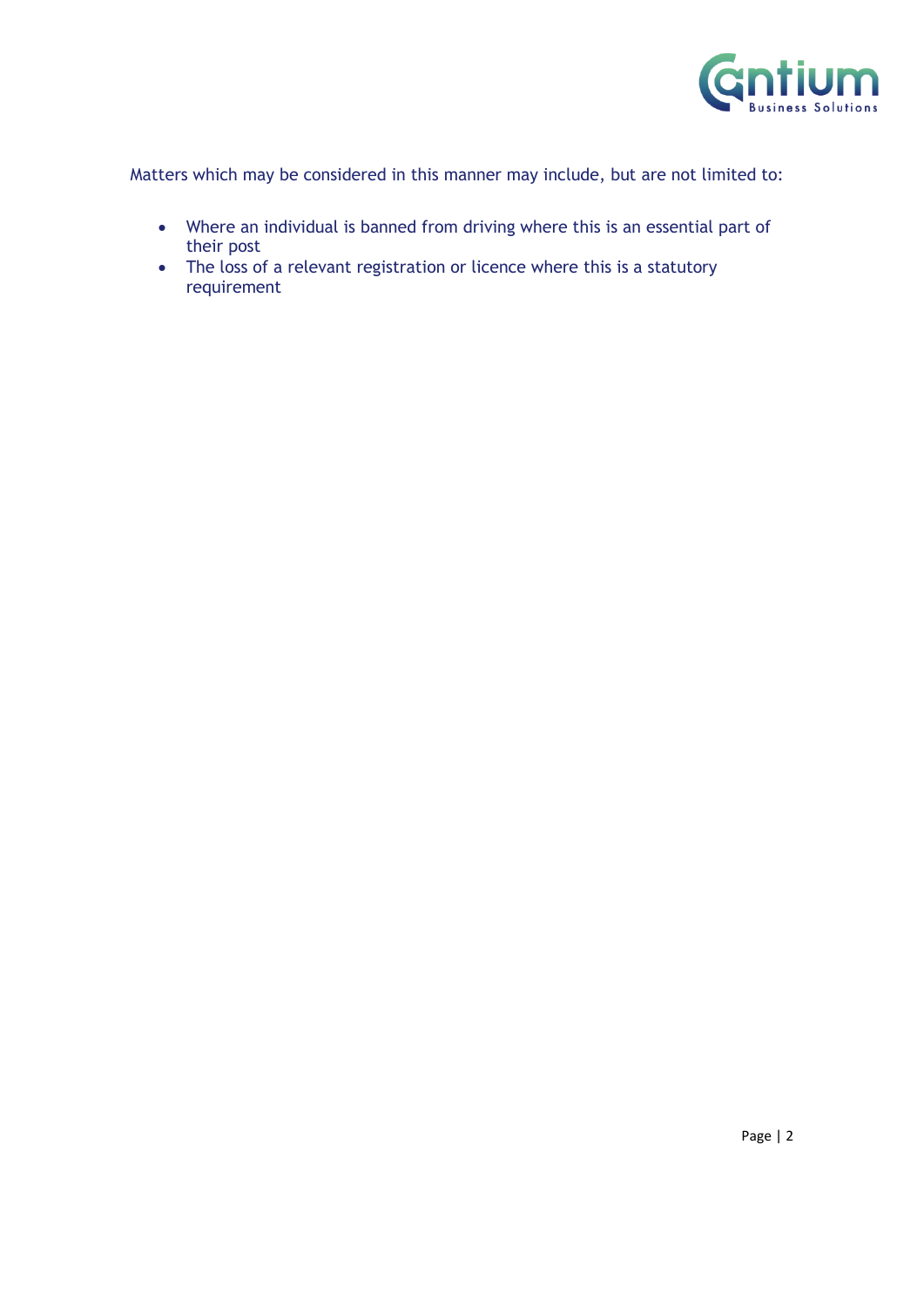Matters which may be considered in this manner may include, but are not limited to:

- Where an individual is banned from driving where this is an essential part of their post
- The loss of a relevant registration or licence where this is a statutory requirement